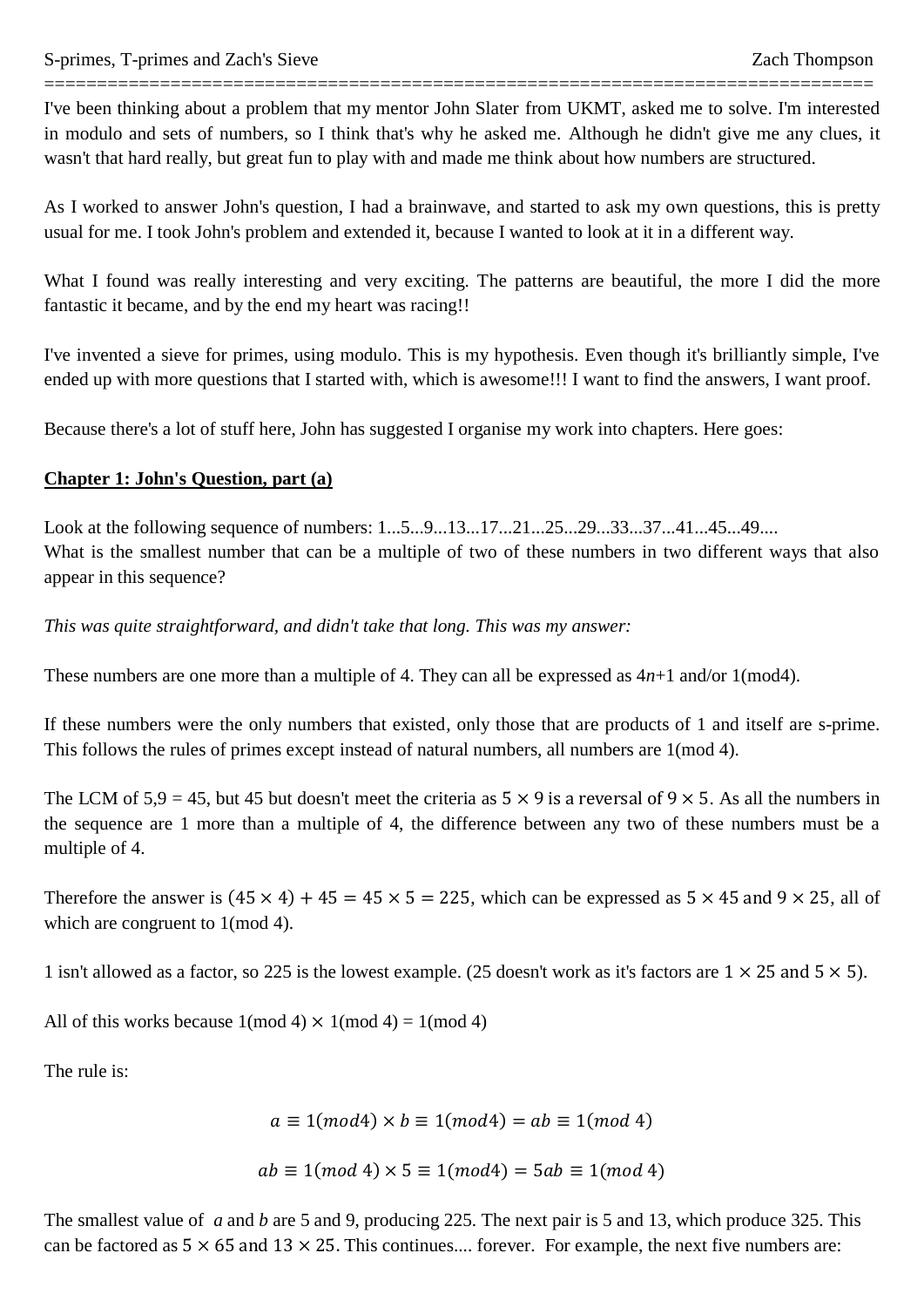S-primes, T-primes and Zach's Sieve

Zach Thompson

I've been thinking about a problem that my mentor John Slater from UKMT, asked me to solve. I'm interested in modulo and sets of numbers, so I think that's why he asked me. Although he didn't give me any clues, it wasn't that hard really, but great fun to play with and made me think about how numbers are structured.

As I worked to answer John's question, I had a brainwave, and started to ask my own questions, this is pretty usual for me. I took John's problem and extended it, because I wanted to look at it in a different way.

What I found was really interesting and very exciting. The patterns are beautiful, the more I did the more fantastic it became, and by the end my heart was racing!!

I've invented a sieve for primes, using modulo. This is my hypothesis. Even though it's brilliantly simple, I've ended up with more questions that I started with, which is awesome!!! I want to find the answers, I want proof.

Because there's a lot of stuff here, John has suggested I organise my work into chapters. Here goes:

## Chapter 1: John's Question, part (a)

Look at the following sequence of numbers: 1...5...9...13...17...21...25...29...33...37...41...45...49....
What is the smallest number that can be a multiple of two of these numbers in two different ways that also appear in this sequence?

*This was quite straightforward, and didn't take that long. This was my answer:*

These numbers are one more than a multiple of 4. They can all be expressed as $4n+1$ and/or 1(mod4).

If these numbers were the only numbers that existed, only those that are products of 1 and itself are s-prime. This follows the rules of primes except instead of natural numbers, all numbers are 1(mod 4).

The LCM of 5,9 = 45, but 45 but doesn't meet the criteria as $5 \times 9$ is a reversal of $9 \times 5$. As all the numbers in the sequence are 1 more than a multiple of 4, the difference between any two of these numbers must be a multiple of 4.

Therefore the answer is $(45 \times 4) + 45 = 45 \times 5 = 225$, which can be expressed as $5 \times 45$ and $9 \times 25$, all of which are congruent to 1(mod 4).

1 isn't allowed as a factor, so 225 is the lowest example. (25 doesn't work as it's factors are $1 \times 25$ and $5 \times 5$).

All of this works because 1(mod 4) $\times$ 1(mod 4) = 1(mod 4)

The rule is:

$$a \equiv 1(mod4) \times b \equiv 1(mod4) = ab \equiv 1(mod\ 4)$$

$$ab \equiv 1(mod\ 4) \times 5 \equiv 1(mod4) = 5ab \equiv 1(mod\ 4)$$

The smallest value of $a$ and $b$ are 5 and 9, producing 225. The next pair is 5 and 13, which produce 325. This can be factored as $5 \times 65$ and $13 \times 25$. This continues.... forever. For example, the next five numbers are: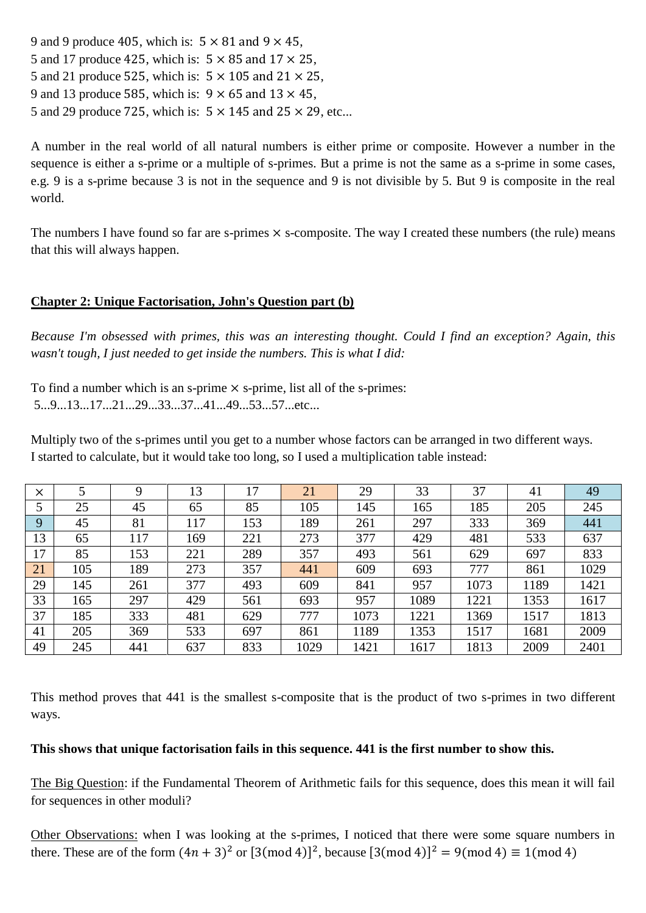9 and 9 produce $405$, which is: $5 \times 81$ and $9 \times 45$,
5 and 17 produce $425$, which is: $5 \times 85$ and $17 \times 25$,
5 and 21 produce $525$, which is: $5 \times 105$ and $21 \times 25$,
9 and 13 produce $585$, which is: $9 \times 65$ and $13 \times 45$,
5 and 29 produce $725$, which is: $5 \times 145$ and $25 \times 29$, etc...

A number in the real world of all natural numbers is either prime or composite. However a number in the sequence is either a s-prime or a multiple of s-primes. But a prime is not the same as a s-prime in some cases, e.g. 9 is a s-prime because 3 is not in the sequence and 9 is not divisible by 5. But 9 is composite in the real world.

The numbers I have found so far are s-primes × s-composite. The way I created these numbers (the rule) means that this will always happen.

## Chapter 2: Unique Factorisation, John's Question part (b)

*Because I'm obsessed with primes, this was an interesting thought. Could I find an exception? Again, this wasn't tough, I just needed to get inside the numbers. This is what I did:*

To find a number which is an s-prime × s-prime, list all of the s-primes:
5...9...13...17...21...29...33...37...41...49...53...57...etc...

Multiply two of the s-primes until you get to a number whose factors can be arranged in two different ways.
I started to calculate, but it would take too long, so I used a multiplication table instead:

| × | 5 | 9 | 13 | 17 | 21 | 29 | 33 | 37 | 41 | 49 |
|---|---|---|---|---|---|---|---|---|---|---|
| 5 | 25 | 45 | 65 | 85 | 105 | 145 | 165 | 185 | 205 | 245 |
| 9 | 45 | 81 | 117 | 153 | 189 | 261 | 297 | 333 | 369 | 441 |
| 13 | 65 | 117 | 169 | 221 | 273 | 377 | 429 | 481 | 533 | 637 |
| 17 | 85 | 153 | 221 | 289 | 357 | 493 | 561 | 629 | 697 | 833 |
| 21 | 105 | 189 | 273 | 357 | 441 | 609 | 693 | 777 | 861 | 1029 |
| 29 | 145 | 261 | 377 | 493 | 609 | 841 | 957 | 1073 | 1189 | 1421 |
| 33 | 165 | 297 | 429 | 561 | 693 | 957 | 1089 | 1221 | 1353 | 1617 |
| 37 | 185 | 333 | 481 | 629 | 777 | 1073 | 1221 | 1369 | 1517 | 1813 |
| 41 | 205 | 369 | 533 | 697 | 861 | 1189 | 1353 | 1517 | 1681 | 2009 |
| 49 | 245 | 441 | 637 | 833 | 1029 | 1421 | 1617 | 1813 | 2009 | 2401 |

This method proves that 441 is the smallest s-composite that is the product of two s-primes in two different ways.

**This shows that unique factorisation fails in this sequence. 441 is the first number to show this.**

The Big Question: if the Fundamental Theorem of Arithmetic fails for this sequence, does this mean it will fail for sequences in other moduli?

Other Observations: when I was looking at the s-primes, I noticed that there were some square numbers in there. These are of the form $(4n+3)^2$ or $[3(\text{mod } 4)]^2$, because $[3(\text{mod } 4)]^2 = 9(\text{mod } 4) \equiv 1(\text{mod } 4)$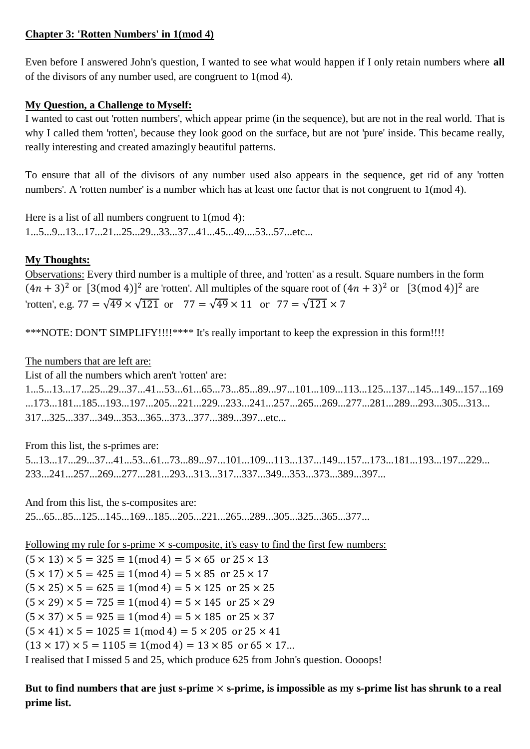## Chapter 3: 'Rotten Numbers' in 1(mod 4)

Even before I answered John's question, I wanted to see what would happen if I only retain numbers where **all** of the divisors of any number used, are congruent to 1(mod 4).

### My Question, a Challenge to Myself:

I wanted to cast out 'rotten numbers', which appear prime (in the sequence), but are not in the real world. That is why I called them 'rotten', because they look good on the surface, but are not 'pure' inside. This became really, really interesting and created amazingly beautiful patterns.

To ensure that all of the divisors of any number used also appears in the sequence, get rid of any 'rotten numbers'. A 'rotten number' is a number which has at least one factor that is not congruent to 1(mod 4).

Here is a list of all numbers congruent to 1(mod 4):
1...5...9...13...17...21...25...29...33...37...41...45...49....53...57...etc...

### My Thoughts:

Observations: Every third number is a multiple of three, and 'rotten' as a result. Square numbers in the form $(4n+3)^2$ or $[3(\text{mod } 4)]^2$ are 'rotten'. All multiples of the square root of $(4n+3)^2$ or $[3(\text{mod } 4)]^2$ are 'rotten', e.g. $77 = \sqrt{49} \times \sqrt{121}$ or $77 = \sqrt{49} \times 11$ or $77 = \sqrt{121} \times 7$

***NOTE: DON'T SIMPLIFY!!!!**** It's really important to keep the expression in this form!!!!

The numbers that are left are:
List of all the numbers which aren't 'rotten' are:
1...5...13...17...25...29...37...41...53...61...65...73...85...89...97...101...109...113...125...137...145...149...157...169...173...181...185...193...197...205...221...229...233...241...257...265...269...277...281...289...293...305...313...317...325...337...349...353...365...373...377...389...397...etc...

From this list, the s-primes are:
5...13...17...29...37...41...53...61...73...89...97...101...109...113...137...149...157...173...181...193...197...229...233...241...257...269...277...281...293...313...317...337...349...353...373...389...397...

And from this list, the s-composites are:
25...65...85...125...145...169...185...205...221...265...289...305...325...365...377...

Following my rule for s-prime × s-composite, it's easy to find the first few numbers:
$(5 \times 13) \times 5 = 325 \equiv 1(\text{mod } 4) = 5 \times 65$ or $25 \times 13$
$(5 \times 17) \times 5 = 425 \equiv 1(\text{mod } 4) = 5 \times 85$ or $25 \times 17$
$(5 \times 25) \times 5 = 625 \equiv 1(\text{mod } 4) = 5 \times 125$ or $25 \times 25$
$(5 \times 29) \times 5 = 725 \equiv 1(\text{mod } 4) = 5 \times 145$ or $25 \times 29$
$(5 \times 37) \times 5 = 925 \equiv 1(\text{mod } 4) = 5 \times 185$ or $25 \times 37$
$(5 \times 41) \times 5 = 1025 \equiv 1(\text{mod } 4) = 5 \times 205$ or $25 \times 41$
$(13 \times 17) \times 5 = 1105 \equiv 1(\text{mod } 4) = 13 \times 85$ or $65 \times 17$...
I realised that I missed 5 and 25, which produce 625 from John's question. Oooops!

**But to find numbers that are just s-prime × s-prime, is impossible as my s-prime list has shrunk to a real prime list.**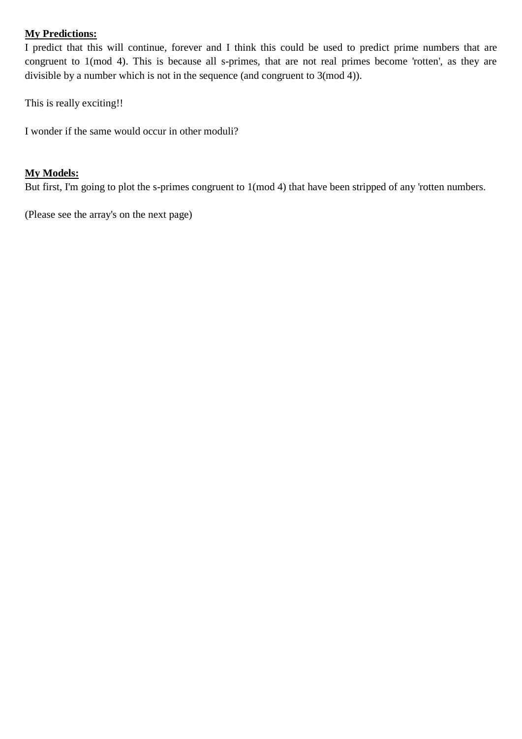**<u>My Predictions:</u>**

I predict that this will continue, forever and I think this could be used to predict prime numbers that are congruent to 1(mod 4). This is because all s-primes, that are not real primes become 'rotten', as they are divisible by a number which is not in the sequence (and congruent to 3(mod 4)).

This is really exciting!!

I wonder if the same would occur in other moduli?

**<u>My Models:</u>**

But first, I'm going to plot the s-primes congruent to 1(mod 4) that have been stripped of any 'rotten numbers.

(Please see the array's on the next page)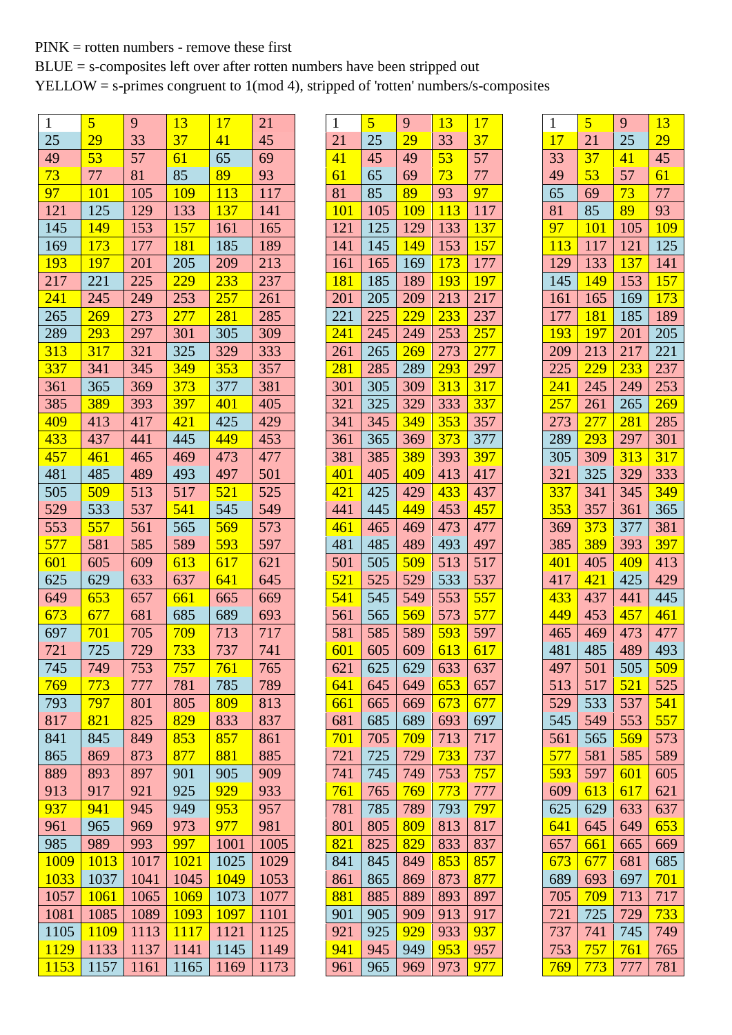PINK = rotten numbers - remove these first
BLUE = s-composites left over after rotten numbers have been stripped out
YELLOW = s-primes congruent to 1(mod 4), stripped of 'rotten' numbers/s-composites

| | | | | | |
|---|---|---|---|---|---|
| 1 | 5 | 9 | 13 | 17 | 21 |
| 25 | 29 | 33 | 37 | 41 | 45 |
| 49 | 53 | 57 | 61 | 65 | 69 |
| 73 | 77 | 81 | 85 | 89 | 93 |
| 97 | 101 | 105 | 109 | 113 | 117 |
| 121 | 125 | 129 | 133 | 137 | 141 |
| 145 | 149 | 153 | 157 | 161 | 165 |
| 169 | 173 | 177 | 181 | 185 | 189 |
| 193 | 197 | 201 | 205 | 209 | 213 |
| 217 | 221 | 225 | 229 | 233 | 237 |
| 241 | 245 | 249 | 253 | 257 | 261 |
| 265 | 269 | 273 | 277 | 281 | 285 |
| 289 | 293 | 297 | 301 | 305 | 309 |
| 313 | 317 | 321 | 325 | 329 | 333 |
| 337 | 341 | 345 | 349 | 353 | 357 |
| 361 | 365 | 369 | 373 | 377 | 381 |
| 385 | 389 | 393 | 397 | 401 | 405 |
| 409 | 413 | 417 | 421 | 425 | 429 |
| 433 | 437 | 441 | 445 | 449 | 453 |
| 457 | 461 | 465 | 469 | 473 | 477 |
| 481 | 485 | 489 | 493 | 497 | 501 |
| 505 | 509 | 513 | 517 | 521 | 525 |
| 529 | 533 | 537 | 541 | 545 | 549 |
| 553 | 557 | 561 | 565 | 569 | 573 |
| 577 | 581 | 585 | 589 | 593 | 597 |
| 601 | 605 | 609 | 613 | 617 | 621 |
| 625 | 629 | 633 | 637 | 641 | 645 |
| 649 | 653 | 657 | 661 | 665 | 669 |
| 673 | 677 | 681 | 685 | 689 | 693 |
| 697 | 701 | 705 | 709 | 713 | 717 |
| 721 | 725 | 729 | 733 | 737 | 741 |
| 745 | 749 | 753 | 757 | 761 | 765 |
| 769 | 773 | 777 | 781 | 785 | 789 |
| 793 | 797 | 801 | 805 | 809 | 813 |
| 817 | 821 | 825 | 829 | 833 | 837 |
| 841 | 845 | 849 | 853 | 857 | 861 |
| 865 | 869 | 873 | 877 | 881 | 885 |
| 889 | 893 | 897 | 901 | 905 | 909 |
| 913 | 917 | 921 | 925 | 929 | 933 |
| 937 | 941 | 945 | 949 | 953 | 957 |
| 961 | 965 | 969 | 973 | 977 | 981 |
| 985 | 989 | 993 | 997 | 1001 | 1005 |
| 1009 | 1013 | 1017 | 1021 | 1025 | 1029 |
| 1033 | 1037 | 1041 | 1045 | 1049 | 1053 |
| 1057 | 1061 | 1065 | 1069 | 1073 | 1077 |
| 1081 | 1085 | 1089 | 1093 | 1097 | 1101 |
| 1105 | 1109 | 1113 | 1117 | 1121 | 1125 |
| 1129 | 1133 | 1137 | 1141 | 1145 | 1149 |
| 1153 | 1157 | 1161 | 1165 | 1169 | 1173 |

| | | | | |
|---|---|---|---|---|
| 1 | 5 | 9 | 13 | 17 |
| 21 | 25 | 29 | 33 | 37 |
| 41 | 45 | 49 | 53 | 57 |
| 61 | 65 | 69 | 73 | 77 |
| 81 | 85 | 89 | 93 | 97 |
| 101 | 105 | 109 | 113 | 117 |
| 121 | 125 | 129 | 133 | 137 |
| 141 | 145 | 149 | 153 | 157 |
| 161 | 165 | 169 | 173 | 177 |
| 181 | 185 | 189 | 193 | 197 |
| 201 | 205 | 209 | 213 | 217 |
| 221 | 225 | 229 | 233 | 237 |
| 241 | 245 | 249 | 253 | 257 |
| 261 | 265 | 269 | 273 | 277 |
| 281 | 285 | 289 | 293 | 297 |
| 301 | 305 | 309 | 313 | 317 |
| 321 | 325 | 329 | 333 | 337 |
| 341 | 345 | 349 | 353 | 357 |
| 361 | 365 | 369 | 373 | 377 |
| 381 | 385 | 389 | 393 | 397 |
| 401 | 405 | 409 | 413 | 417 |
| 421 | 425 | 429 | 433 | 437 |
| 441 | 445 | 449 | 453 | 457 |
| 461 | 465 | 469 | 473 | 477 |
| 481 | 485 | 489 | 493 | 497 |
| 501 | 505 | 509 | 513 | 517 |
| 521 | 525 | 529 | 533 | 537 |
| 541 | 545 | 549 | 553 | 557 |
| 561 | 565 | 569 | 573 | 577 |
| 581 | 585 | 589 | 593 | 597 |
| 601 | 605 | 609 | 613 | 617 |
| 621 | 625 | 629 | 633 | 637 |
| 641 | 645 | 649 | 653 | 657 |
| 661 | 665 | 669 | 673 | 677 |
| 681 | 685 | 689 | 693 | 697 |
| 701 | 705 | 709 | 713 | 717 |
| 721 | 725 | 729 | 733 | 737 |
| 741 | 745 | 749 | 753 | 757 |
| 761 | 765 | 769 | 773 | 777 |
| 781 | 785 | 789 | 793 | 797 |
| 801 | 805 | 809 | 813 | 817 |
| 821 | 825 | 829 | 833 | 837 |
| 841 | 845 | 849 | 853 | 857 |
| 861 | 865 | 869 | 873 | 877 |
| 881 | 885 | 889 | 893 | 897 |
| 901 | 905 | 909 | 913 | 917 |
| 921 | 925 | 929 | 933 | 937 |
| 941 | 945 | 949 | 953 | 957 |
| 961 | 965 | 969 | 973 | 977 |

| | | | |
|---|---|---|---|
| 1 | 5 | 9 | 13 |
| 17 | 21 | 25 | 29 |
| 33 | 37 | 41 | 45 |
| 49 | 53 | 57 | 61 |
| 65 | 69 | 73 | 77 |
| 81 | 85 | 89 | 93 |
| 97 | 101 | 105 | 109 |
| 113 | 117 | 121 | 125 |
| 129 | 133 | 137 | 141 |
| 145 | 149 | 153 | 157 |
| 161 | 165 | 169 | 173 |
| 177 | 181 | 185 | 189 |
| 193 | 197 | 201 | 205 |
| 209 | 213 | 217 | 221 |
| 225 | 229 | 233 | 237 |
| 241 | 245 | 249 | 253 |
| 257 | 261 | 265 | 269 |
| 273 | 277 | 281 | 285 |
| 289 | 293 | 297 | 301 |
| 305 | 309 | 313 | 317 |
| 321 | 325 | 329 | 333 |
| 337 | 341 | 345 | 349 |
| 353 | 357 | 361 | 365 |
| 369 | 373 | 377 | 381 |
| 385 | 389 | 393 | 397 |
| 401 | 405 | 409 | 413 |
| 417 | 421 | 425 | 429 |
| 433 | 437 | 441 | 445 |
| 449 | 453 | 457 | 461 |
| 465 | 469 | 473 | 477 |
| 481 | 485 | 489 | 493 |
| 497 | 501 | 505 | 509 |
| 513 | 517 | 521 | 525 |
| 529 | 533 | 537 | 541 |
| 545 | 549 | 553 | 557 |
| 561 | 565 | 569 | 573 |
| 577 | 581 | 585 | 589 |
| 593 | 597 | 601 | 605 |
| 609 | 613 | 617 | 621 |
| 625 | 629 | 633 | 637 |
| 641 | 645 | 649 | 653 |
| 657 | 661 | 665 | 669 |
| 673 | 677 | 681 | 685 |
| 689 | 693 | 697 | 701 |
| 705 | 709 | 713 | 717 |
| 721 | 725 | 729 | 733 |
| 737 | 741 | 745 | 749 |
| 753 | 757 | 761 | 765 |
| 769 | 773 | 777 | 781 |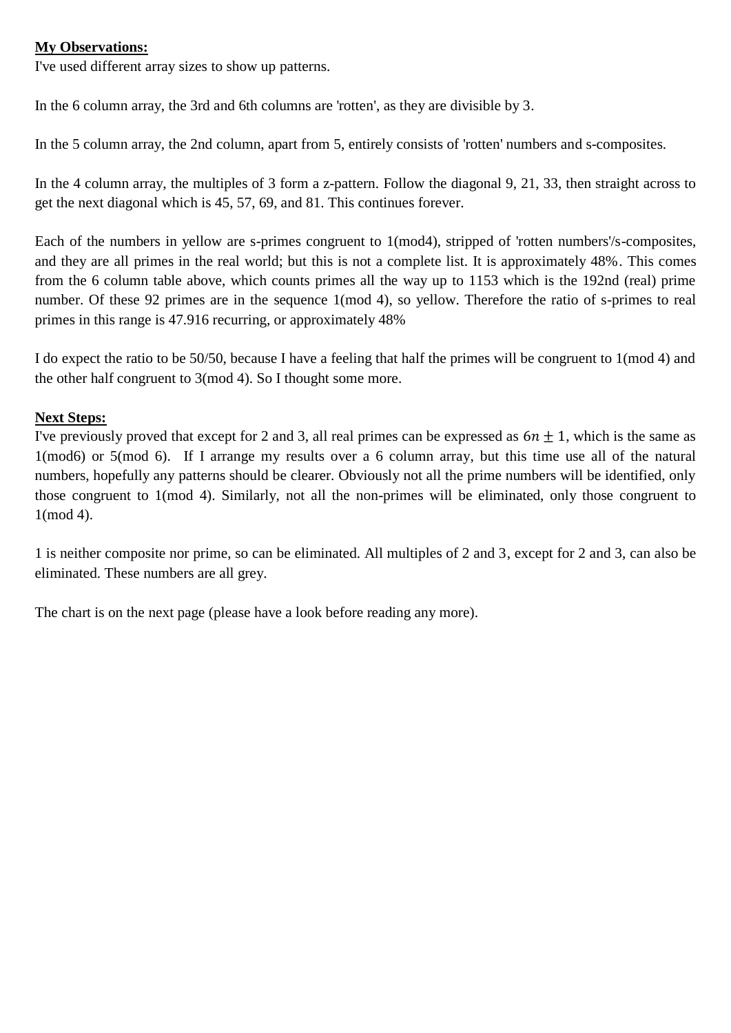**My Observations:**

I've used different array sizes to show up patterns.

In the 6 column array, the 3rd and 6th columns are 'rotten', as they are divisible by 3.

In the 5 column array, the 2nd column, apart from 5, entirely consists of 'rotten' numbers and s-composites.

In the 4 column array, the multiples of 3 form a z-pattern. Follow the diagonal 9, 21, 33, then straight across to get the next diagonal which is 45, 57, 69, and 81. This continues forever.

Each of the numbers in yellow are s-primes congruent to 1(mod4), stripped of 'rotten numbers'/s-composites, and they are all primes in the real world; but this is not a complete list. It is approximately 48%. This comes from the 6 column table above, which counts primes all the way up to 1153 which is the 192nd (real) prime number. Of these 92 primes are in the sequence 1(mod 4), so yellow. Therefore the ratio of s-primes to real primes in this range is 47.916 recurring, or approximately 48%

I do expect the ratio to be 50/50, because I have a feeling that half the primes will be congruent to 1(mod 4) and the other half congruent to 3(mod 4). So I thought some more.

**Next Steps:**

I've previously proved that except for 2 and 3, all real primes can be expressed as $6n \pm 1$, which is the same as 1(mod6) or 5(mod 6). If I arrange my results over a 6 column array, but this time use all of the natural numbers, hopefully any patterns should be clearer. Obviously not all the prime numbers will be identified, only those congruent to 1(mod 4). Similarly, not all the non-primes will be eliminated, only those congruent to 1(mod 4).

1 is neither composite nor prime, so can be eliminated. All multiples of 2 and 3, except for 2 and 3, can also be eliminated. These numbers are all grey.

The chart is on the next page (please have a look before reading any more).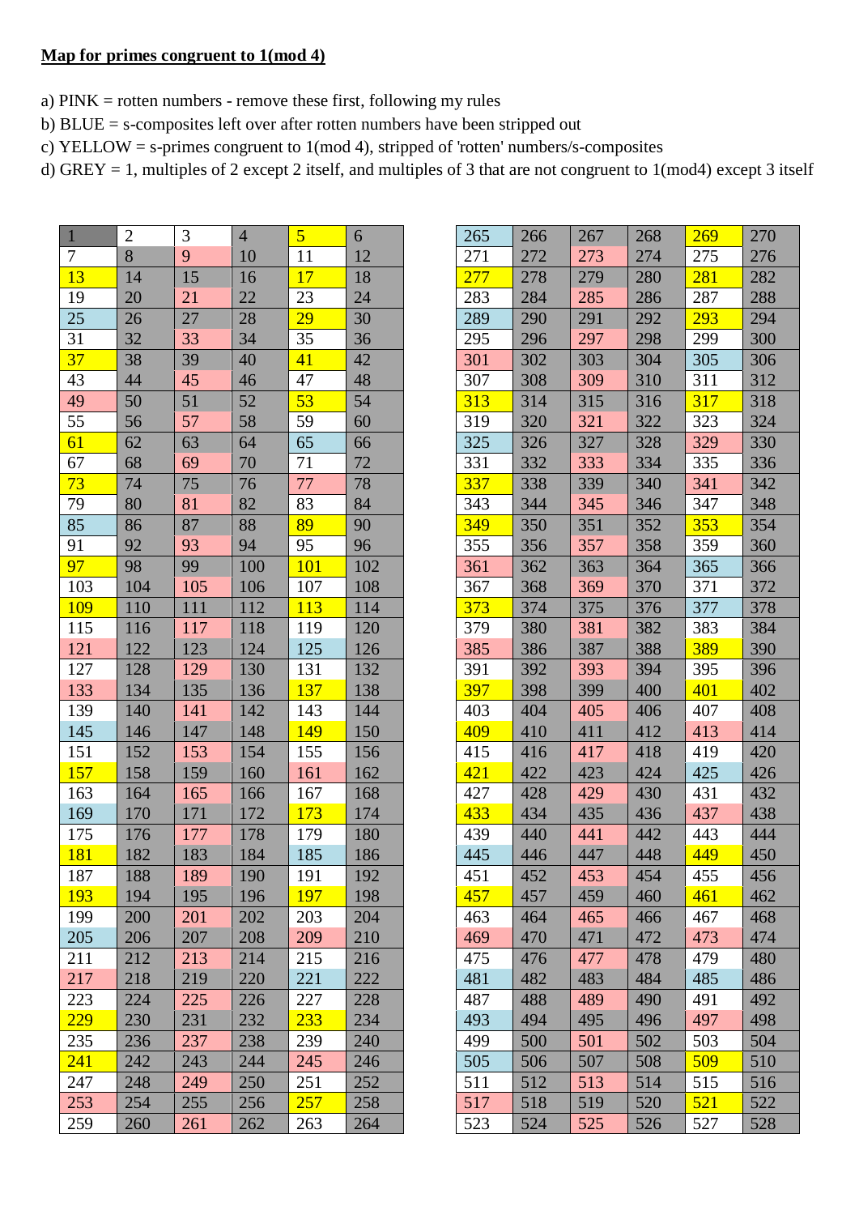**Map for primes congruent to 1(mod 4)**

a) PINK = rotten numbers - remove these first, following my rules
b) BLUE = s-composites left over after rotten numbers have been stripped out
c) YELLOW = s-primes congruent to 1(mod 4), stripped of 'rotten' numbers/s-composites
d) GREY = 1, multiples of 2 except 2 itself, and multiples of 3 that are not congruent to 1(mod4) except 3 itself

| | | | | | |
|---|---|---|---|---|---|
| 1 | 2 | 3 | 4 | 5 | 6 |
| 7 | 8 | 9 | 10 | 11 | 12 |
| 13 | 14 | 15 | 16 | 17 | 18 |
| 19 | 20 | 21 | 22 | 23 | 24 |
| 25 | 26 | 27 | 28 | 29 | 30 |
| 31 | 32 | 33 | 34 | 35 | 36 |
| 37 | 38 | 39 | 40 | 41 | 42 |
| 43 | 44 | 45 | 46 | 47 | 48 |
| 49 | 50 | 51 | 52 | 53 | 54 |
| 55 | 56 | 57 | 58 | 59 | 60 |
| 61 | 62 | 63 | 64 | 65 | 66 |
| 67 | 68 | 69 | 70 | 71 | 72 |
| 73 | 74 | 75 | 76 | 77 | 78 |
| 79 | 80 | 81 | 82 | 83 | 84 |
| 85 | 86 | 87 | 88 | 89 | 90 |
| 91 | 92 | 93 | 94 | 95 | 96 |
| 97 | 98 | 99 | 100 | 101 | 102 |
| 103 | 104 | 105 | 106 | 107 | 108 |
| 109 | 110 | 111 | 112 | 113 | 114 |
| 115 | 116 | 117 | 118 | 119 | 120 |
| 121 | 122 | 123 | 124 | 125 | 126 |
| 127 | 128 | 129 | 130 | 131 | 132 |
| 133 | 134 | 135 | 136 | 137 | 138 |
| 139 | 140 | 141 | 142 | 143 | 144 |
| 145 | 146 | 147 | 148 | 149 | 150 |
| 151 | 152 | 153 | 154 | 155 | 156 |
| 157 | 158 | 159 | 160 | 161 | 162 |
| 163 | 164 | 165 | 166 | 167 | 168 |
| 169 | 170 | 171 | 172 | 173 | 174 |
| 175 | 176 | 177 | 178 | 179 | 180 |
| 181 | 182 | 183 | 184 | 185 | 186 |
| 187 | 188 | 189 | 190 | 191 | 192 |
| 193 | 194 | 195 | 196 | 197 | 198 |
| 199 | 200 | 201 | 202 | 203 | 204 |
| 205 | 206 | 207 | 208 | 209 | 210 |
| 211 | 212 | 213 | 214 | 215 | 216 |
| 217 | 218 | 219 | 220 | 221 | 222 |
| 223 | 224 | 225 | 226 | 227 | 228 |
| 229 | 230 | 231 | 232 | 233 | 234 |
| 235 | 236 | 237 | 238 | 239 | 240 |
| 241 | 242 | 243 | 244 | 245 | 246 |
| 247 | 248 | 249 | 250 | 251 | 252 |
| 253 | 254 | 255 | 256 | 257 | 258 |
| 259 | 260 | 261 | 262 | 263 | 264 |
| 265 | 266 | 267 | 268 | 269 | 270 |
| 271 | 272 | 273 | 274 | 275 | 276 |
| 277 | 278 | 279 | 280 | 281 | 282 |
| 283 | 284 | 285 | 286 | 287 | 288 |
| 289 | 290 | 291 | 292 | 293 | 294 |
| 295 | 296 | 297 | 298 | 299 | 300 |
| 301 | 302 | 303 | 304 | 305 | 306 |
| 307 | 308 | 309 | 310 | 311 | 312 |
| 313 | 314 | 315 | 316 | 317 | 318 |
| 319 | 320 | 321 | 322 | 323 | 324 |
| 325 | 326 | 327 | 328 | 329 | 330 |
| 331 | 332 | 333 | 334 | 335 | 336 |
| 337 | 338 | 339 | 340 | 341 | 342 |
| 343 | 344 | 345 | 346 | 347 | 348 |
| 349 | 350 | 351 | 352 | 353 | 354 |
| 355 | 356 | 357 | 358 | 359 | 360 |
| 361 | 362 | 363 | 364 | 365 | 366 |
| 367 | 368 | 369 | 370 | 371 | 372 |
| 373 | 374 | 375 | 376 | 377 | 378 |
| 379 | 380 | 381 | 382 | 383 | 384 |
| 385 | 386 | 387 | 388 | 389 | 390 |
| 391 | 392 | 393 | 394 | 395 | 396 |
| 397 | 398 | 399 | 400 | 401 | 402 |
| 403 | 404 | 405 | 406 | 407 | 408 |
| 409 | 410 | 411 | 412 | 413 | 414 |
| 415 | 416 | 417 | 418 | 419 | 420 |
| 421 | 422 | 423 | 424 | 425 | 426 |
| 427 | 428 | 429 | 430 | 431 | 432 |
| 433 | 434 | 435 | 436 | 437 | 438 |
| 439 | 440 | 441 | 442 | 443 | 444 |
| 445 | 446 | 447 | 448 | 449 | 450 |
| 451 | 452 | 453 | 454 | 455 | 456 |
| 457 | 457 | 459 | 460 | 461 | 462 |
| 463 | 464 | 465 | 466 | 467 | 468 |
| 469 | 470 | 471 | 472 | 473 | 474 |
| 475 | 476 | 477 | 478 | 479 | 480 |
| 481 | 482 | 483 | 484 | 485 | 486 |
| 487 | 488 | 489 | 490 | 491 | 492 |
| 493 | 494 | 495 | 496 | 497 | 498 |
| 499 | 500 | 501 | 502 | 503 | 504 |
| 505 | 506 | 507 | 508 | 509 | 510 |
| 511 | 512 | 513 | 514 | 515 | 516 |
| 517 | 518 | 519 | 520 | 521 | 522 |
| 523 | 524 | 525 | 526 | 527 | 528 |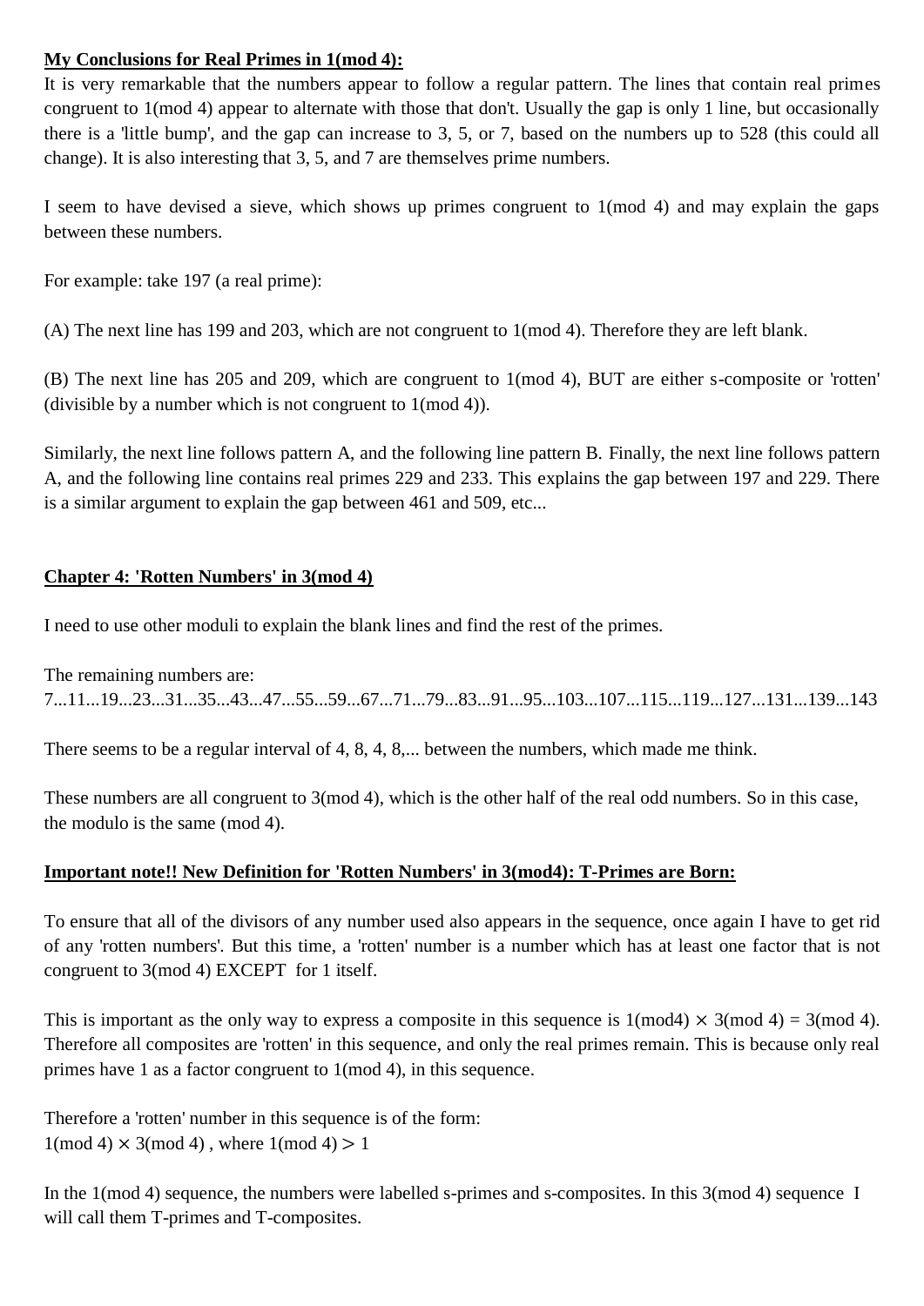**My Conclusions for Real Primes in 1(mod 4):**

It is very remarkable that the numbers appear to follow a regular pattern. The lines that contain real primes congruent to 1(mod 4) appear to alternate with those that don't. Usually the gap is only 1 line, but occasionally there is a 'little bump', and the gap can increase to 3, 5, or 7, based on the numbers up to 528 (this could all change). It is also interesting that 3, 5, and 7 are themselves prime numbers.

I seem to have devised a sieve, which shows up primes congruent to 1(mod 4) and may explain the gaps between these numbers.

For example: take 197 (a real prime):

(A) The next line has 199 and 203, which are not congruent to 1(mod 4). Therefore they are left blank.

(B) The next line has 205 and 209, which are congruent to 1(mod 4), BUT are either s-composite or 'rotten' (divisible by a number which is not congruent to 1(mod 4)).

Similarly, the next line follows pattern A, and the following line pattern B. Finally, the next line follows pattern A, and the following line contains real primes 229 and 233. This explains the gap between 197 and 229. There is a similar argument to explain the gap between 461 and 509, etc...

**Chapter 4: 'Rotten Numbers' in 3(mod 4)**

I need to use other moduli to explain the blank lines and find the rest of the primes.

The remaining numbers are:
7...11...19...23...31...35...43...47...55...59...67...71...79...83...91...95...103...107...115...119...127...131...139...143

There seems to be a regular interval of 4, 8, 4, 8,... between the numbers, which made me think.

These numbers are all congruent to 3(mod 4), which is the other half of the real odd numbers. So in this case, the modulo is the same (mod 4).

**Important note!! New Definition for 'Rotten Numbers' in 3(mod4): T-Primes are Born:**

To ensure that all of the divisors of any number used also appears in the sequence, once again I have to get rid of any 'rotten numbers'. But this time, a 'rotten' number is a number which has at least one factor that is not congruent to 3(mod 4) EXCEPT for 1 itself.

This is important as the only way to express a composite in this sequence is $1(\text{mod}4) \times 3(\text{mod } 4) = 3(\text{mod } 4)$. Therefore all composites are 'rotten' in this sequence, and only the real primes remain. This is because only real primes have 1 as a factor congruent to 1(mod 4), in this sequence.

Therefore a 'rotten' number in this sequence is of the form:
$1(\text{mod } 4) \times 3(\text{mod } 4)$ , where $1(\text{mod } 4) > 1$

In the 1(mod 4) sequence, the numbers were labelled s-primes and s-composites. In this 3(mod 4) sequence I will call them T-primes and T-composites.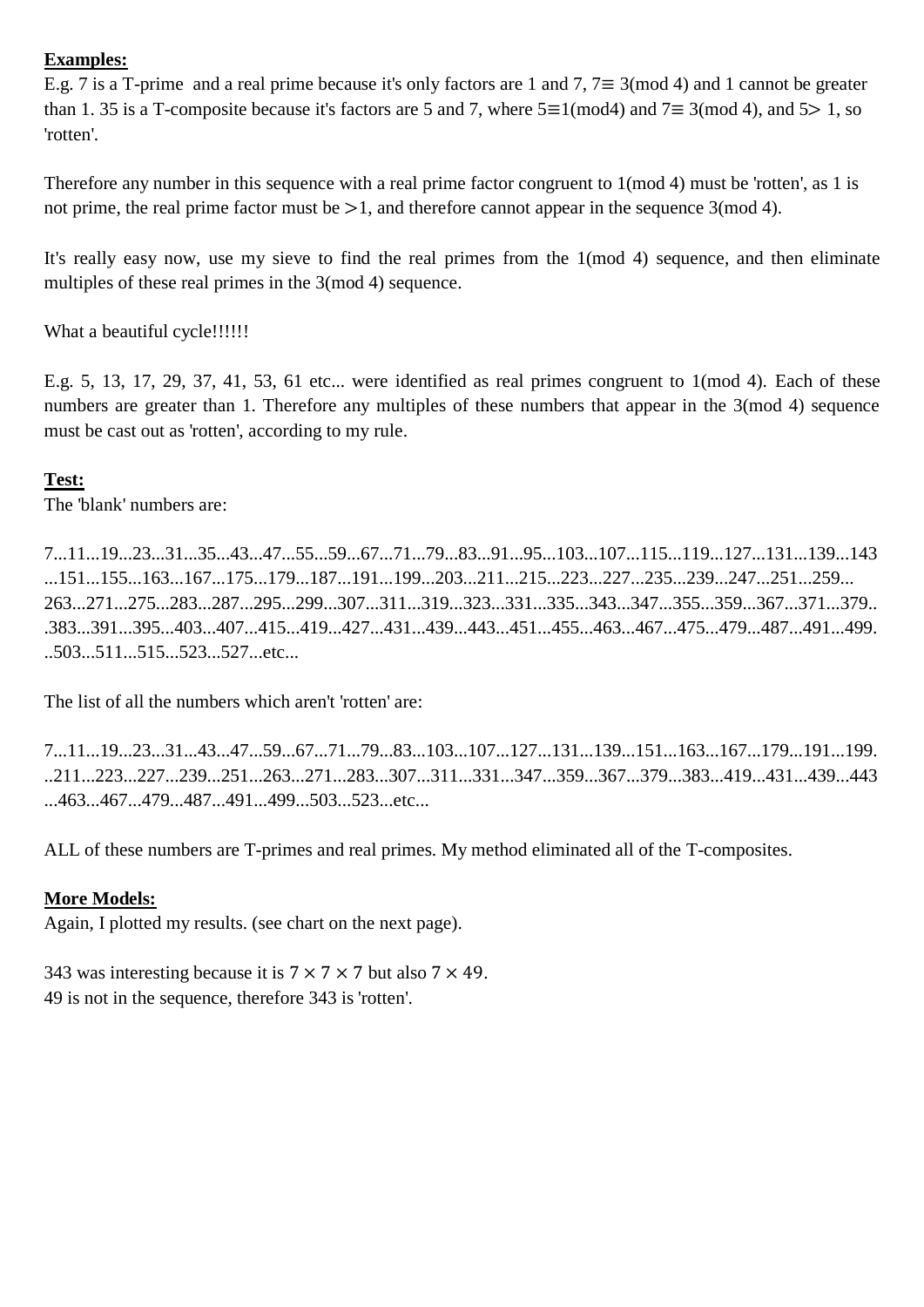**Examples:**

E.g. 7 is a T-prime and a real prime because it's only factors are 1 and 7, $7 \equiv 3 \pmod 4$ and 1 cannot be greater than 1. 35 is a T-composite because it's factors are 5 and 7, where $5 \equiv 1 (\text{mod} 4)$ and $7 \equiv 3 \pmod 4$, and $5 > 1$, so 'rotten'.

Therefore any number in this sequence with a real prime factor congruent to 1(mod 4) must be 'rotten', as 1 is not prime, the real prime factor must be $>1$, and therefore cannot appear in the sequence 3(mod 4).

It's really easy now, use my sieve to find the real primes from the 1(mod 4) sequence, and then eliminate multiples of these real primes in the 3(mod 4) sequence.

What a beautiful cycle!!!!!!

E.g. 5, 13, 17, 29, 37, 41, 53, 61 etc... were identified as real primes congruent to 1(mod 4). Each of these numbers are greater than 1. Therefore any multiples of these numbers that appear in the 3(mod 4) sequence must be cast out as 'rotten', according to my rule.

**Test:**

The 'blank' numbers are:

7...11...19...23...31...35...43...47...55...59...67...71...79...83...91...95...103...107...115...119...127...131...139...143...151...155...163...167...175...179...187...191...199...203...211...215...223...227...235...239...247...251...259...263...271...275...283...287...295...299...307...311...319...323...331...335...343...347...355...359...367...371...379...383...391...395...403...407...415...419...427...431...439...443...451...455...463...467...475...479...487...491...499...503...511...515...523...527...etc...

The list of all the numbers which aren't 'rotten' are:

7...11...19...23...31...43...47...59...67...71...79...83...103...107...127...131...139...151...163...167...179...191...199...211...223...227...239...251...263...271...283...307...311...331...347...359...367...379...383...419...431...439...443...463...467...479...487...491...499...503...523...etc...

ALL of these numbers are T-primes and real primes. My method eliminated all of the T-composites.

**More Models:**

Again, I plotted my results. (see chart on the next page).

343 was interesting because it is $7 \times 7 \times 7$ but also $7 \times 49$.
49 is not in the sequence, therefore 343 is 'rotten'.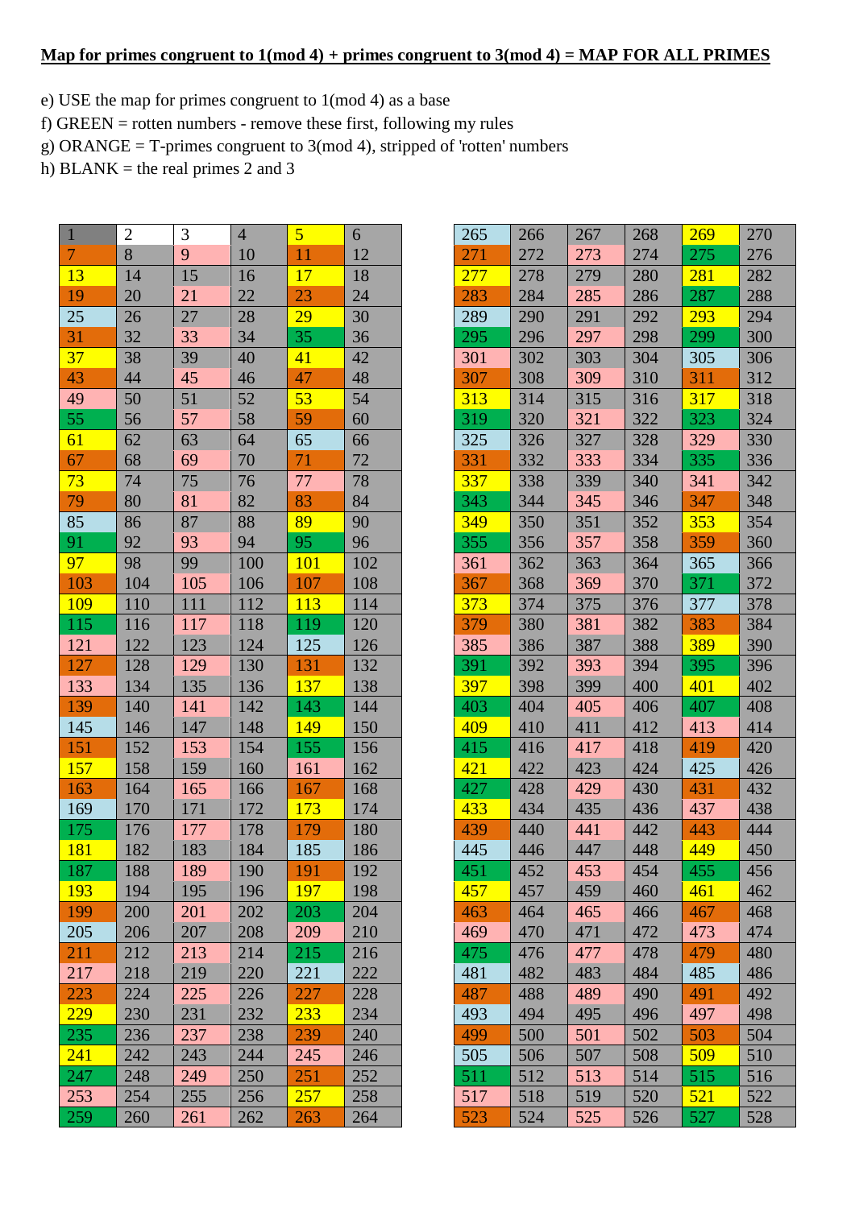**Map for primes congruent to 1(mod 4) + primes congruent to 3(mod 4) = MAP FOR ALL PRIMES**

e) USE the map for primes congruent to 1(mod 4) as a base
f) GREEN = rotten numbers - remove these first, following my rules
g) ORANGE = T-primes congruent to 3(mod 4), stripped of 'rotten' numbers
h) BLANK = the real primes 2 and 3

| | | | | | |
|---|---|---|---|---|---|
| 1 | 2 | 3 | 4 | 5 | 6 |
| 7 | 8 | 9 | 10 | 11 | 12 |
| 13 | 14 | 15 | 16 | 17 | 18 |
| 19 | 20 | 21 | 22 | 23 | 24 |
| 25 | 26 | 27 | 28 | 29 | 30 |
| 31 | 32 | 33 | 34 | 35 | 36 |
| 37 | 38 | 39 | 40 | 41 | 42 |
| 43 | 44 | 45 | 46 | 47 | 48 |
| 49 | 50 | 51 | 52 | 53 | 54 |
| 55 | 56 | 57 | 58 | 59 | 60 |
| 61 | 62 | 63 | 64 | 65 | 66 |
| 67 | 68 | 69 | 70 | 71 | 72 |
| 73 | 74 | 75 | 76 | 77 | 78 |
| 79 | 80 | 81 | 82 | 83 | 84 |
| 85 | 86 | 87 | 88 | 89 | 90 |
| 91 | 92 | 93 | 94 | 95 | 96 |
| 97 | 98 | 99 | 100 | 101 | 102 |
| 103 | 104 | 105 | 106 | 107 | 108 |
| 109 | 110 | 111 | 112 | 113 | 114 |
| 115 | 116 | 117 | 118 | 119 | 120 |
| 121 | 122 | 123 | 124 | 125 | 126 |
| 127 | 128 | 129 | 130 | 131 | 132 |
| 133 | 134 | 135 | 136 | 137 | 138 |
| 139 | 140 | 141 | 142 | 143 | 144 |
| 145 | 146 | 147 | 148 | 149 | 150 |
| 151 | 152 | 153 | 154 | 155 | 156 |
| 157 | 158 | 159 | 160 | 161 | 162 |
| 163 | 164 | 165 | 166 | 167 | 168 |
| 169 | 170 | 171 | 172 | 173 | 174 |
| 175 | 176 | 177 | 178 | 179 | 180 |
| 181 | 182 | 183 | 184 | 185 | 186 |
| 187 | 188 | 189 | 190 | 191 | 192 |
| 193 | 194 | 195 | 196 | 197 | 198 |
| 199 | 200 | 201 | 202 | 203 | 204 |
| 205 | 206 | 207 | 208 | 209 | 210 |
| 211 | 212 | 213 | 214 | 215 | 216 |
| 217 | 218 | 219 | 220 | 221 | 222 |
| 223 | 224 | 225 | 226 | 227 | 228 |
| 229 | 230 | 231 | 232 | 233 | 234 |
| 235 | 236 | 237 | 238 | 239 | 240 |
| 241 | 242 | 243 | 244 | 245 | 246 |
| 247 | 248 | 249 | 250 | 251 | 252 |
| 253 | 254 | 255 | 256 | 257 | 258 |
| 259 | 260 | 261 | 262 | 263 | 264 |

| | | | | | |
|---|---|---|---|---|---|
| 265 | 266 | 267 | 268 | 269 | 270 |
| 271 | 272 | 273 | 274 | 275 | 276 |
| 277 | 278 | 279 | 280 | 281 | 282 |
| 283 | 284 | 285 | 286 | 287 | 288 |
| 289 | 290 | 291 | 292 | 293 | 294 |
| 295 | 296 | 297 | 298 | 299 | 300 |
| 301 | 302 | 303 | 304 | 305 | 306 |
| 307 | 308 | 309 | 310 | 311 | 312 |
| 313 | 314 | 315 | 316 | 317 | 318 |
| 319 | 320 | 321 | 322 | 323 | 324 |
| 325 | 326 | 327 | 328 | 329 | 330 |
| 331 | 332 | 333 | 334 | 335 | 336 |
| 337 | 338 | 339 | 340 | 341 | 342 |
| 343 | 344 | 345 | 346 | 347 | 348 |
| 349 | 350 | 351 | 352 | 353 | 354 |
| 355 | 356 | 357 | 358 | 359 | 360 |
| 361 | 362 | 363 | 364 | 365 | 366 |
| 367 | 368 | 369 | 370 | 371 | 372 |
| 373 | 374 | 375 | 376 | 377 | 378 |
| 379 | 380 | 381 | 382 | 383 | 384 |
| 385 | 386 | 387 | 388 | 389 | 390 |
| 391 | 392 | 393 | 394 | 395 | 396 |
| 397 | 398 | 399 | 400 | 401 | 402 |
| 403 | 404 | 405 | 406 | 407 | 408 |
| 409 | 410 | 411 | 412 | 413 | 414 |
| 415 | 416 | 417 | 418 | 419 | 420 |
| 421 | 422 | 423 | 424 | 425 | 426 |
| 427 | 428 | 429 | 430 | 431 | 432 |
| 433 | 434 | 435 | 436 | 437 | 438 |
| 439 | 440 | 441 | 442 | 443 | 444 |
| 445 | 446 | 447 | 448 | 449 | 450 |
| 451 | 452 | 453 | 454 | 455 | 456 |
| 457 | 457 | 459 | 460 | 461 | 462 |
| 463 | 464 | 465 | 466 | 467 | 468 |
| 469 | 470 | 471 | 472 | 473 | 474 |
| 475 | 476 | 477 | 478 | 479 | 480 |
| 481 | 482 | 483 | 484 | 485 | 486 |
| 487 | 488 | 489 | 490 | 491 | 492 |
| 493 | 494 | 495 | 496 | 497 | 498 |
| 499 | 500 | 501 | 502 | 503 | 504 |
| 505 | 506 | 507 | 508 | 509 | 510 |
| 511 | 512 | 513 | 514 | 515 | 516 |
| 517 | 518 | 519 | 520 | 521 | 522 |
| 523 | 524 | 525 | 526 | 527 | 528 |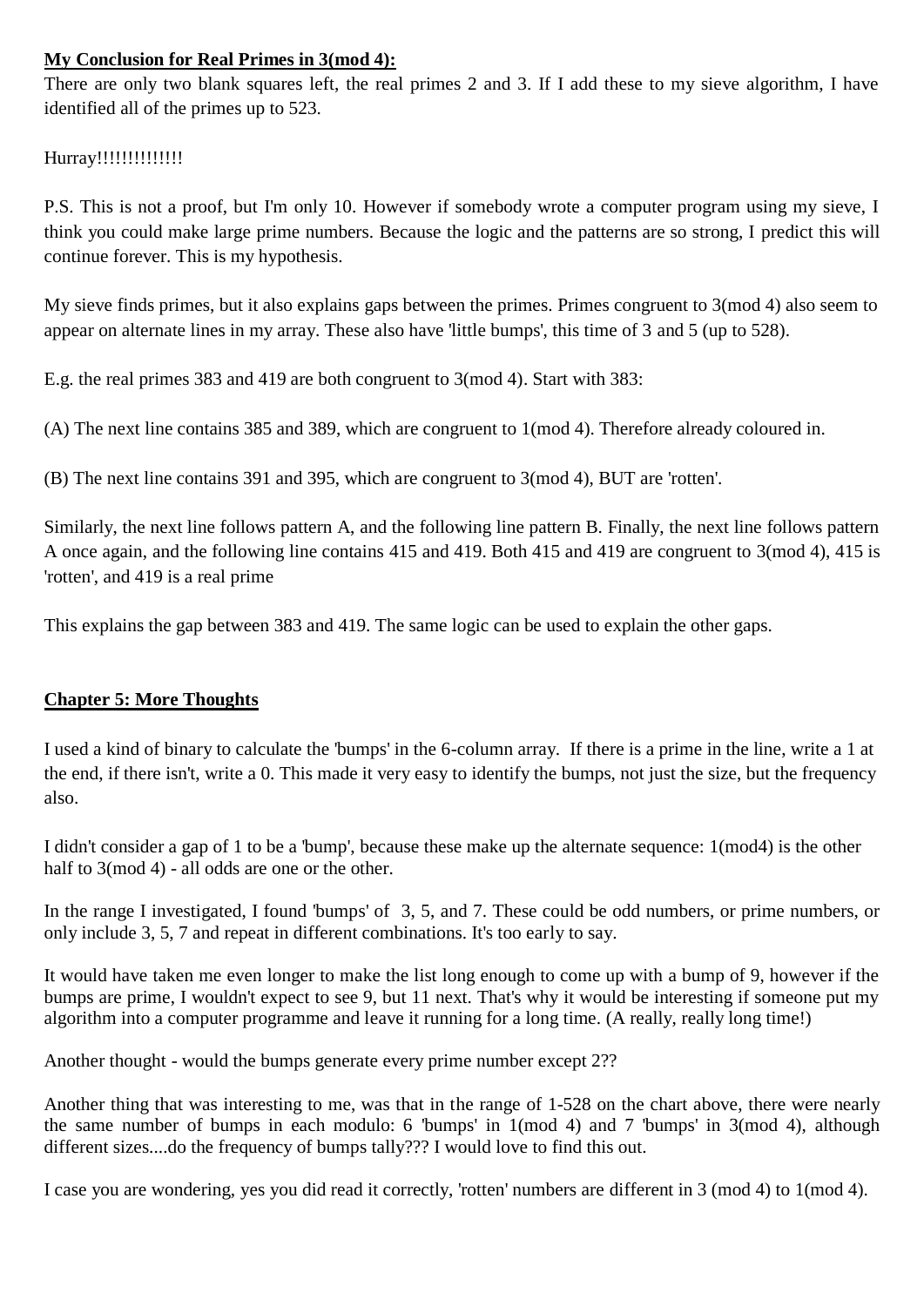**My Conclusion for Real Primes in 3(mod 4):**

There are only two blank squares left, the real primes 2 and 3. If I add these to my sieve algorithm, I have identified all of the primes up to 523.

Hurray!!!!!!!!!!!!!

P.S. This is not a proof, but I'm only 10. However if somebody wrote a computer program using my sieve, I think you could make large prime numbers. Because the logic and the patterns are so strong, I predict this will continue forever. This is my hypothesis.

My sieve finds primes, but it also explains gaps between the primes. Primes congruent to 3(mod 4) also seem to appear on alternate lines in my array. These also have 'little bumps', this time of 3 and 5 (up to 528).

E.g. the real primes 383 and 419 are both congruent to 3(mod 4). Start with 383:

(A) The next line contains 385 and 389, which are congruent to 1(mod 4). Therefore already coloured in.

(B) The next line contains 391 and 395, which are congruent to 3(mod 4), BUT are 'rotten'.

Similarly, the next line follows pattern A, and the following line pattern B. Finally, the next line follows pattern A once again, and the following line contains 415 and 419. Both 415 and 419 are congruent to 3(mod 4), 415 is 'rotten', and 419 is a real prime

This explains the gap between 383 and 419. The same logic can be used to explain the other gaps.

## Chapter 5: More Thoughts

I used a kind of binary to calculate the 'bumps' in the 6-column array. If there is a prime in the line, write a 1 at the end, if there isn't, write a 0. This made it very easy to identify the bumps, not just the size, but the frequency also.

I didn't consider a gap of 1 to be a 'bump', because these make up the alternate sequence: 1(mod4) is the other half to 3(mod 4) - all odds are one or the other.

In the range I investigated, I found 'bumps' of 3, 5, and 7. These could be odd numbers, or prime numbers, or only include 3, 5, 7 and repeat in different combinations. It's too early to say.

It would have taken me even longer to make the list long enough to come up with a bump of 9, however if the bumps are prime, I wouldn't expect to see 9, but 11 next. That's why it would be interesting if someone put my algorithm into a computer programme and leave it running for a long time. (A really, really long time!)

Another thought - would the bumps generate every prime number except 2??

Another thing that was interesting to me, was that in the range of 1-528 on the chart above, there were nearly the same number of bumps in each modulo: 6 'bumps' in 1(mod 4) and 7 'bumps' in 3(mod 4), although different sizes....do the frequency of bumps tally??? I would love to find this out.

I case you are wondering, yes you did read it correctly, 'rotten' numbers are different in 3 (mod 4) to 1(mod 4).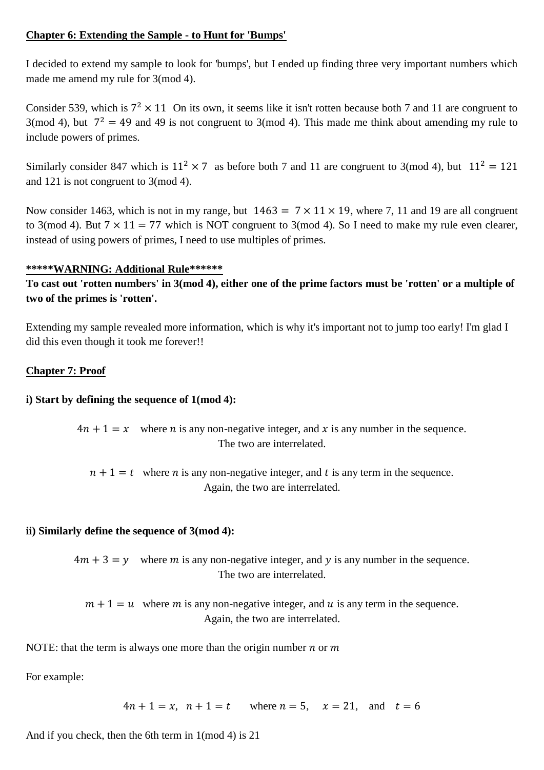**Chapter 6: Extending the Sample - to Hunt for 'Bumps'**

I decided to extend my sample to look for 'bumps', but I ended up finding three very important numbers which made me amend my rule for 3(mod 4).

Consider 539, which is $7^2 \times 11$ On its own, it seems like it isn't rotten because both 7 and 11 are congruent to 3(mod 4), but $7^2 = 49$ and 49 is not congruent to 3(mod 4). This made me think about amending my rule to include powers of primes.

Similarly consider 847 which is $11^2 \times 7$ as before both 7 and 11 are congruent to 3(mod 4), but $11^2 = 121$ and 121 is not congruent to 3(mod 4).

Now consider 1463, which is not in my range, but $1463 = 7 \times 11 \times 19$, where 7, 11 and 19 are all congruent to 3(mod 4). But $7 \times 11 = 77$ which is NOT congruent to 3(mod 4). So I need to make my rule even clearer, instead of using powers of primes, I need to use multiples of primes.

**\*\*\*\*\*WARNING: Additional Rule\*\*\*\*\*\***

**To cast out 'rotten numbers' in 3(mod 4), either one of the prime factors must be 'rotten' or a multiple of two of the primes is 'rotten'.**

Extending my sample revealed more information, which is why it's important not to jump too early! I'm glad I did this even though it took me forever!!

**Chapter 7: Proof**

**i) Start by defining the sequence of 1(mod 4):**

$4n + 1 = x$ where $n$ is any non-negative integer, and $x$ is any number in the sequence. The two are interrelated.

$n + 1 = t$ where $n$ is any non-negative integer, and $t$ is any term in the sequence. Again, the two are interrelated.

**ii) Similarly define the sequence of 3(mod 4):**

$4m + 3 = y$ where $m$ is any non-negative integer, and $y$ is any number in the sequence. The two are interrelated.

$m + 1 = u$ where $m$ is any non-negative integer, and $u$ is any term in the sequence. Again, the two are interrelated.

NOTE: that the term is always one more than the origin number $n$ or $m$

For example:

$$4n + 1 = x, \quad n + 1 = t \qquad \text{where } n = 5, \quad x = 21, \quad \text{and} \quad t = 6$$

And if you check, then the 6th term in 1(mod 4) is 21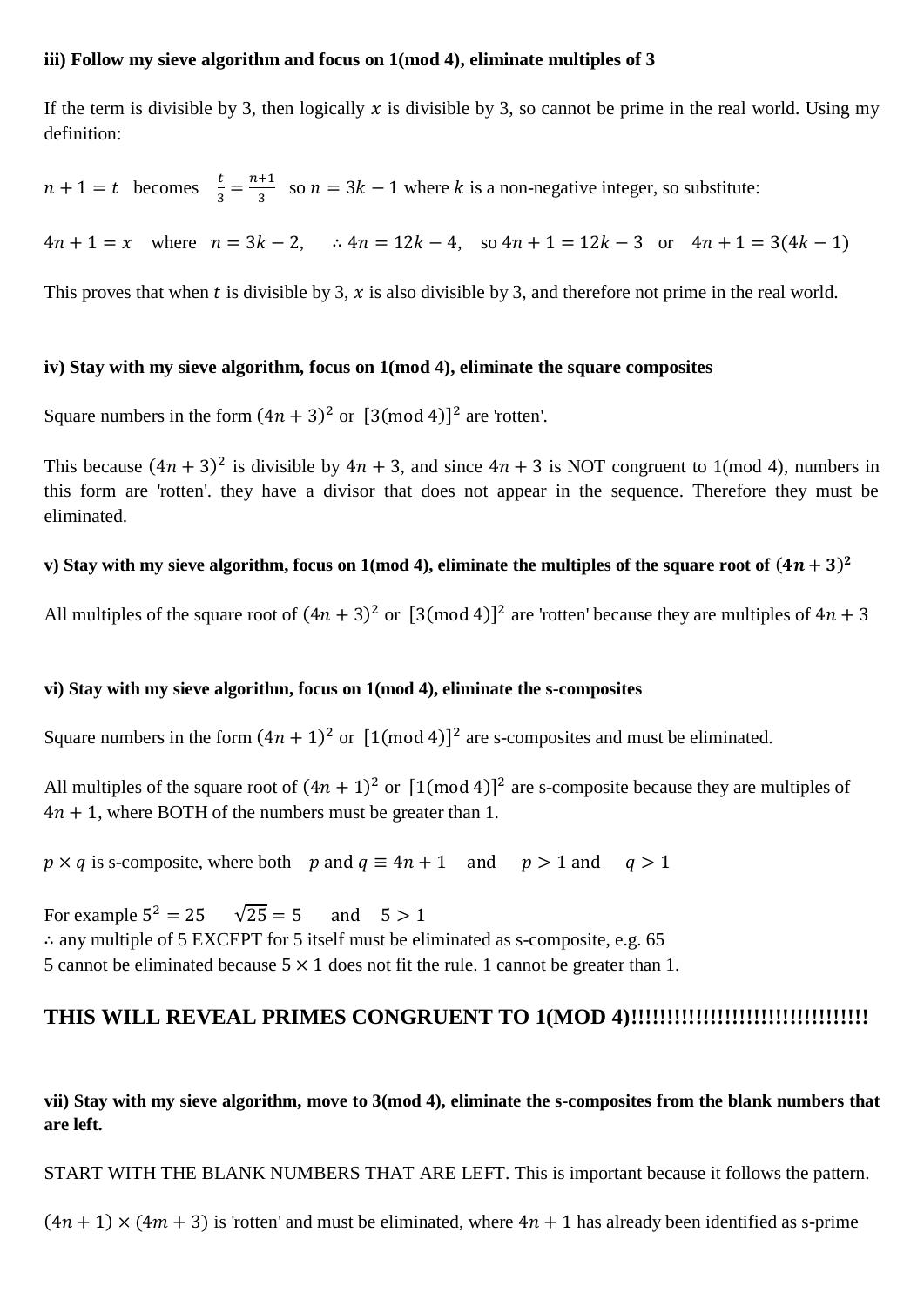**iii) Follow my sieve algorithm and focus on 1(mod 4), eliminate multiples of 3**

If the term is divisible by 3, then logically $x$ is divisible by 3, so cannot be prime in the real world. Using my definition:

$n + 1 = t$ becomes $\frac{t}{3} = \frac{n+1}{3}$ so $n = 3k - 1$ where $k$ is a non-negative integer, so substitute:

$4n + 1 = x$ where $n = 3k - 2$, $\therefore 4n = 12k - 4$, so $4n + 1 = 12k - 3$ or $4n + 1 = 3(4k - 1)$

This proves that when $t$ is divisible by 3, $x$ is also divisible by 3, and therefore not prime in the real world.

**iv) Stay with my sieve algorithm, focus on 1(mod 4), eliminate the square composites**

Square numbers in the form $(4n + 3)^2$ or $[3(\text{mod } 4)]^2$ are 'rotten'.

This because $(4n + 3)^2$ is divisible by $4n + 3$, and since $4n + 3$ is NOT congruent to 1(mod 4), numbers in this form are 'rotten'. they have a divisor that does not appear in the sequence. Therefore they must be eliminated.

**v) Stay with my sieve algorithm, focus on 1(mod 4), eliminate the multiples of the square root of $(4n + 3)^2$**

All multiples of the square root of $(4n + 3)^2$ or $[3(\text{mod } 4)]^2$ are 'rotten' because they are multiples of $4n + 3$

**vi) Stay with my sieve algorithm, focus on 1(mod 4), eliminate the s-composites**

Square numbers in the form $(4n + 1)^2$ or $[1(\text{mod } 4)]^2$ are s-composites and must be eliminated.

All multiples of the square root of $(4n + 1)^2$ or $[1(\text{mod } 4)]^2$ are s-composite because they are multiples of $4n + 1$, where BOTH of the numbers must be greater than 1.

$p \times q$ is s-composite, where both $p$ and $q \equiv 4n + 1$ and $p > 1$ and $q > 1$

For example $5^2 = 25$ $\sqrt{25} = 5$ and $5 > 1$
$\therefore$ any multiple of 5 EXCEPT for 5 itself must be eliminated as s-composite, e.g. 65
5 cannot be eliminated because $5 \times 1$ does not fit the rule. 1 cannot be greater than 1.

## THIS WILL REVEAL PRIMES CONGRUENT TO 1(MOD 4)!!!!!!!!!!!!!!!!!!!!!!!!!!!!!!!!!

**vii) Stay with my sieve algorithm, move to 3(mod 4), eliminate the s-composites from the blank numbers that are left.**

START WITH THE BLANK NUMBERS THAT ARE LEFT. This is important because it follows the pattern.

$(4n + 1) \times (4m + 3)$ is 'rotten' and must be eliminated, where $4n + 1$ has already been identified as s-prime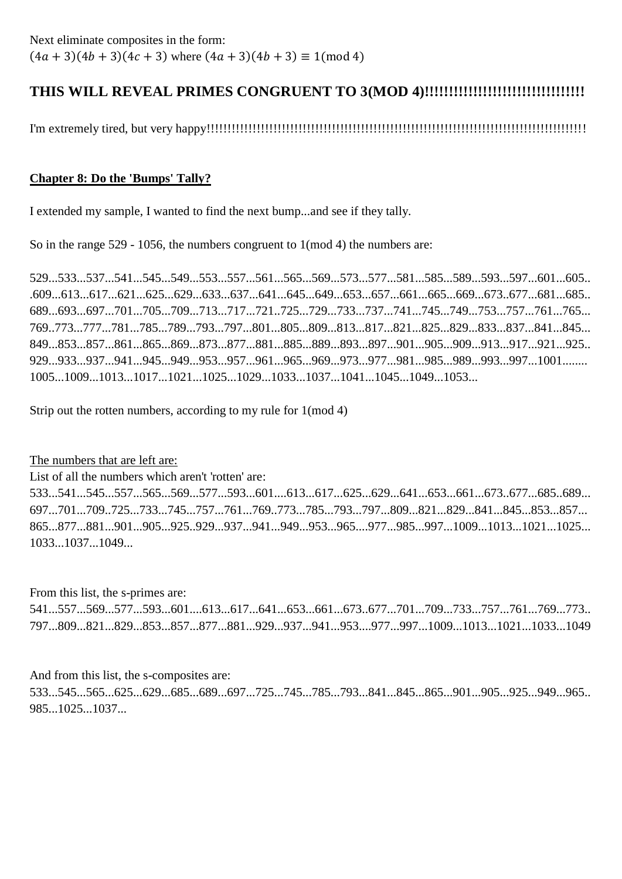Next eliminate composites in the form:
$(4a+3)(4b+3)(4c+3)$ where $(4a+3)(4b+3) \equiv 1(\text{mod } 4)$

**THIS WILL REVEAL PRIMES CONGRUENT TO 3(MOD 4)!!!!!!!!!!!!!!!!!!!!!!!!!!!!!!!!**

I'm extremely tired, but very happy!!!!!!!!!!!!!!!!!!!!!!!!!!!!!!!!!!!!!!!!!!!!!!!!!!!!!!!!!!!!!!!!!!!!!!!!!!!!!!!!!!!!!!!!!!

**Chapter 8: Do the 'Bumps' Tally?**

I extended my sample, I wanted to find the next bump...and see if they tally.

So in the range 529 - 1056, the numbers congruent to 1(mod 4) the numbers are:

529...533...537...541...545...549...553...557...561...565...569...573...577...581...585...589...593...597...601...605...609...613...617...621...625...629...633...637...641...645...649...653...657...661...665...669...673..677...681...685..689...693...697...701...705...709...713...717...721..725...729...733...737...741...745...749...753...757...761...765...769..773...777...781...785...789...793...797...801...805...809...813...817...821...825...829...833...837...841...845...849...853...857...861...865...869...873...877...881...885...889...893...897...901...905...909...913...917...921...925..929...933...937...941...945...949...953...957...961...965...969...973...977...981...985...989...993...997...1001........1005...1009...1013...1017...1021...1025...1029...1033...1037...1041...1045...1049...1053...

Strip out the rotten numbers, according to my rule for 1(mod 4)

The numbers that are left are:
List of all the numbers which aren't 'rotten' are:
533...541...545...557...565...569...577...593...601....613...617...625...629...641...653...661...673...677...685..689...697...701...709..725...733...745...757...761...769..773...785...793...797...809...821...829...841...845...853...857...865...877...881...901...905...925..929...937...941...949...953...965....977...985...997...1009...1013...1021...1025...1033...1037...1049...

From this list, the s-primes are:
541...557...569...577...593...601....613...617...641...653...661...673..677...701...709...733...757...761...769...773..797...809...821...829...853...857...877...881...929...937...941...953....977...997...1009...1013...1021...1033...1049

And from this list, the s-composites are:
533...545...565...625...629...685...689...697...725...745...785...793...841...845...865...901...905...925...949...965..985...1025...1037...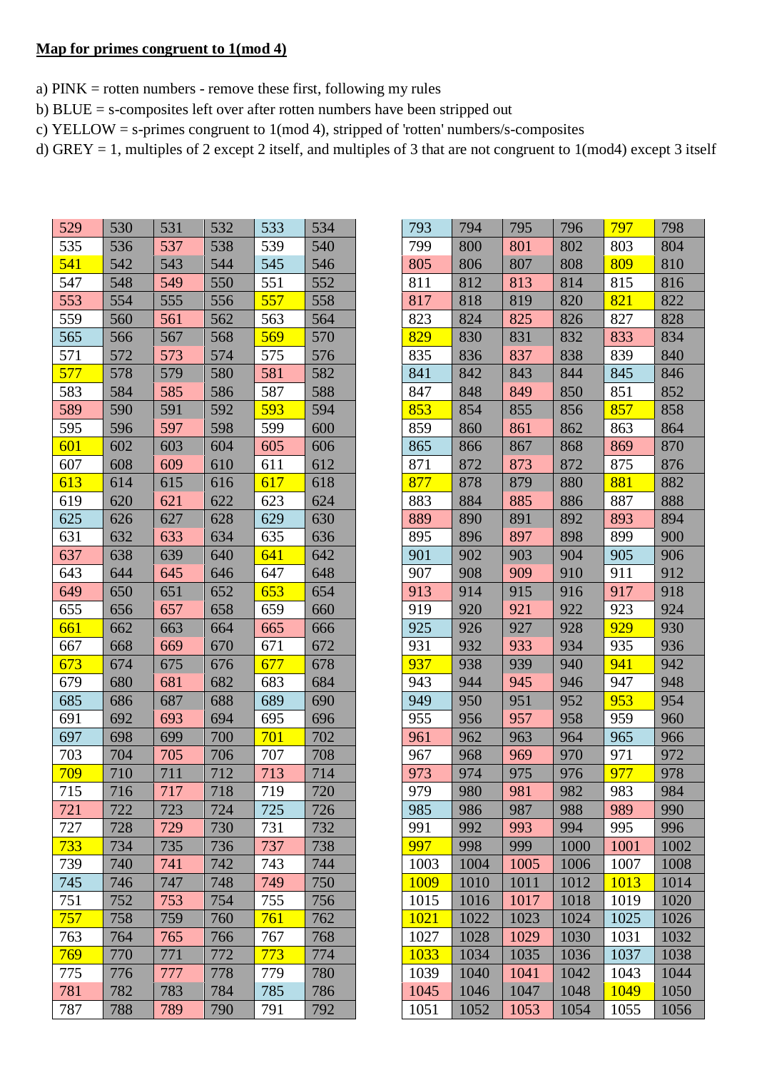**Map for primes congruent to 1(mod 4)**

a) PINK = rotten numbers - remove these first, following my rules
b) BLUE = s-composites left over after rotten numbers have been stripped out
c) YELLOW = s-primes congruent to 1(mod 4), stripped of 'rotten' numbers/s-composites
d) GREY = 1, multiples of 2 except 2 itself, and multiples of 3 that are not congruent to 1(mod4) except 3 itself

| | | | | | |
|---|---|---|---|---|---|
| 529 | 530 | 531 | 532 | 533 | 534 |
| 535 | 536 | 537 | 538 | 539 | 540 |
| 541 | 542 | 543 | 544 | 545 | 546 |
| 547 | 548 | 549 | 550 | 551 | 552 |
| 553 | 554 | 555 | 556 | 557 | 558 |
| 559 | 560 | 561 | 562 | 563 | 564 |
| 565 | 566 | 567 | 568 | 569 | 570 |
| 571 | 572 | 573 | 574 | 575 | 576 |
| 577 | 578 | 579 | 580 | 581 | 582 |
| 583 | 584 | 585 | 586 | 587 | 588 |
| 589 | 590 | 591 | 592 | 593 | 594 |
| 595 | 596 | 597 | 598 | 599 | 600 |
| 601 | 602 | 603 | 604 | 605 | 606 |
| 607 | 608 | 609 | 610 | 611 | 612 |
| 613 | 614 | 615 | 616 | 617 | 618 |
| 619 | 620 | 621 | 622 | 623 | 624 |
| 625 | 626 | 627 | 628 | 629 | 630 |
| 631 | 632 | 633 | 634 | 635 | 636 |
| 637 | 638 | 639 | 640 | 641 | 642 |
| 643 | 644 | 645 | 646 | 647 | 648 |
| 649 | 650 | 651 | 652 | 653 | 654 |
| 655 | 656 | 657 | 658 | 659 | 660 |
| 661 | 662 | 663 | 664 | 665 | 666 |
| 667 | 668 | 669 | 670 | 671 | 672 |
| 673 | 674 | 675 | 676 | 677 | 678 |
| 679 | 680 | 681 | 682 | 683 | 684 |
| 685 | 686 | 687 | 688 | 689 | 690 |
| 691 | 692 | 693 | 694 | 695 | 696 |
| 697 | 698 | 699 | 700 | 701 | 702 |
| 703 | 704 | 705 | 706 | 707 | 708 |
| 709 | 710 | 711 | 712 | 713 | 714 |
| 715 | 716 | 717 | 718 | 719 | 720 |
| 721 | 722 | 723 | 724 | 725 | 726 |
| 727 | 728 | 729 | 730 | 731 | 732 |
| 733 | 734 | 735 | 736 | 737 | 738 |
| 739 | 740 | 741 | 742 | 743 | 744 |
| 745 | 746 | 747 | 748 | 749 | 750 |
| 751 | 752 | 753 | 754 | 755 | 756 |
| 757 | 758 | 759 | 760 | 761 | 762 |
| 763 | 764 | 765 | 766 | 767 | 768 |
| 769 | 770 | 771 | 772 | 773 | 774 |
| 775 | 776 | 777 | 778 | 779 | 780 |
| 781 | 782 | 783 | 784 | 785 | 786 |
| 787 | 788 | 789 | 790 | 791 | 792 |

| | | | | | |
|---|---|---|---|---|---|
| 793 | 794 | 795 | 796 | 797 | 798 |
| 799 | 800 | 801 | 802 | 803 | 804 |
| 805 | 806 | 807 | 808 | 809 | 810 |
| 811 | 812 | 813 | 814 | 815 | 816 |
| 817 | 818 | 819 | 820 | 821 | 822 |
| 823 | 824 | 825 | 826 | 827 | 828 |
| 829 | 830 | 831 | 832 | 833 | 834 |
| 835 | 836 | 837 | 838 | 839 | 840 |
| 841 | 842 | 843 | 844 | 845 | 846 |
| 847 | 848 | 849 | 850 | 851 | 852 |
| 853 | 854 | 855 | 856 | 857 | 858 |
| 859 | 860 | 861 | 862 | 863 | 864 |
| 865 | 866 | 867 | 868 | 869 | 870 |
| 871 | 872 | 873 | 872 | 875 | 876 |
| 877 | 878 | 879 | 880 | 881 | 882 |
| 883 | 884 | 885 | 886 | 887 | 888 |
| 889 | 890 | 891 | 892 | 893 | 894 |
| 895 | 896 | 897 | 898 | 899 | 900 |
| 901 | 902 | 903 | 904 | 905 | 906 |
| 907 | 908 | 909 | 910 | 911 | 912 |
| 913 | 914 | 915 | 916 | 917 | 918 |
| 919 | 920 | 921 | 922 | 923 | 924 |
| 925 | 926 | 927 | 928 | 929 | 930 |
| 931 | 932 | 933 | 934 | 935 | 936 |
| 937 | 938 | 939 | 940 | 941 | 942 |
| 943 | 944 | 945 | 946 | 947 | 948 |
| 949 | 950 | 951 | 952 | 953 | 954 |
| 955 | 956 | 957 | 958 | 959 | 960 |
| 961 | 962 | 963 | 964 | 965 | 966 |
| 967 | 968 | 969 | 970 | 971 | 972 |
| 973 | 974 | 975 | 976 | 977 | 978 |
| 979 | 980 | 981 | 982 | 983 | 984 |
| 985 | 986 | 987 | 988 | 989 | 990 |
| 991 | 992 | 993 | 994 | 995 | 996 |
| 997 | 998 | 999 | 1000 | 1001 | 1002 |
| 1003 | 1004 | 1005 | 1006 | 1007 | 1008 |
| 1009 | 1010 | 1011 | 1012 | 1013 | 1014 |
| 1015 | 1016 | 1017 | 1018 | 1019 | 1020 |
| 1021 | 1022 | 1023 | 1024 | 1025 | 1026 |
| 1027 | 1028 | 1029 | 1030 | 1031 | 1032 |
| 1033 | 1034 | 1035 | 1036 | 1037 | 1038 |
| 1039 | 1040 | 1041 | 1042 | 1043 | 1044 |
| 1045 | 1046 | 1047 | 1048 | 1049 | 1050 |
| 1051 | 1052 | 1053 | 1054 | 1055 | 1056 |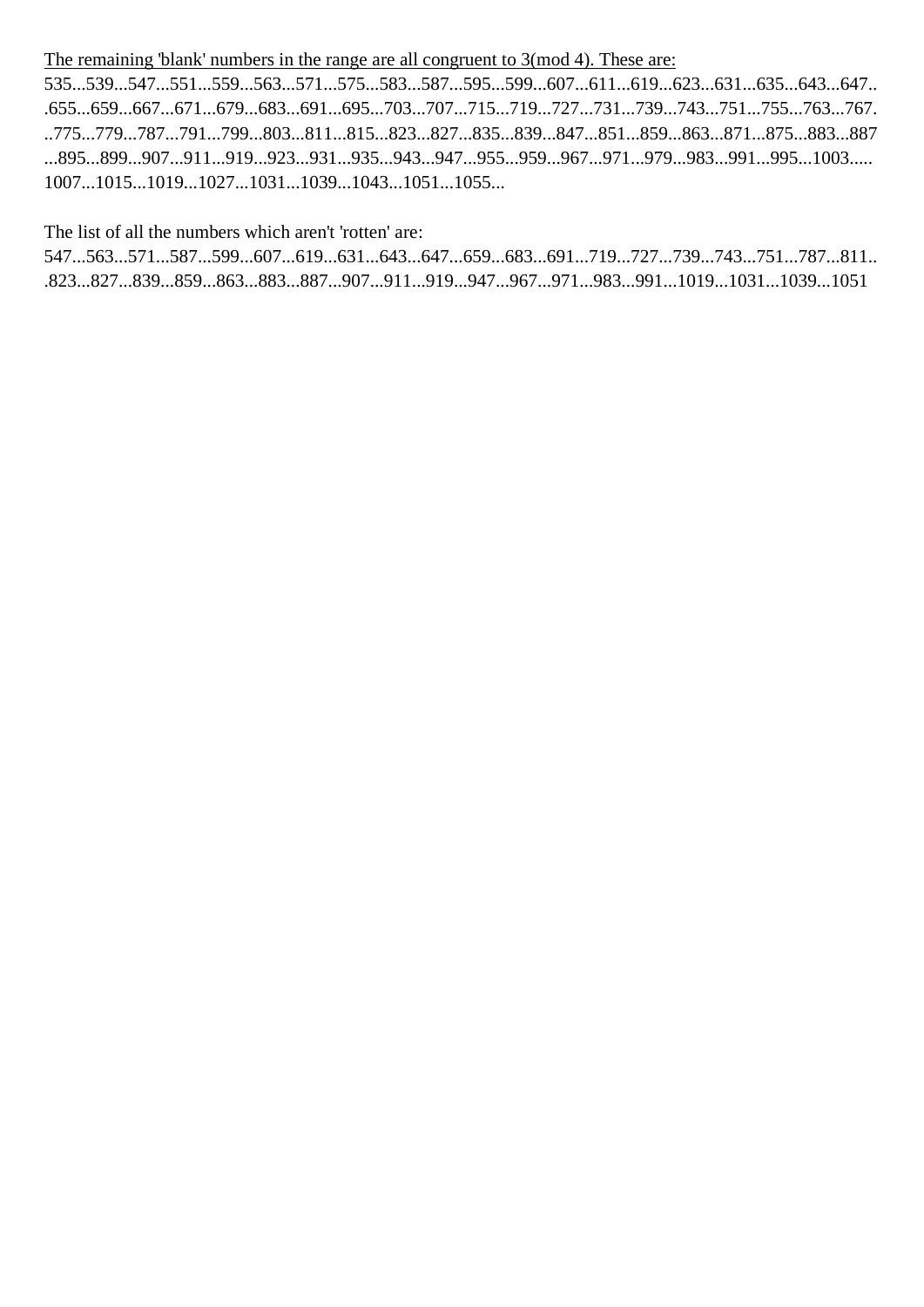<u>The remaining 'blank' numbers in the range are all congruent to 3(mod 4). These are:</u>
535...539...547...551...559...563...571...575...583...587...595...599...607...611...619...623...631...635...643...647...655...659...667...671...679...683...691...695...703...707...715...719...727...731...739...743...751...755...763...767...775...779...787...791...799...803...811...815...823...827...835...839...847...851...859...863...871...875...883...887...895...899...907...911...919...923...931...935...943...947...955...959...967...971...979...983...991...995...1003.....1007...1015...1019...1027...1031...1039...1043...1051...1055...

The list of all the numbers which aren't 'rotten' are:
547...563...571...587...599...607...619...631...643...647...659...683...691...719...727...739...743...751...787...811...823...827...839...859...863...883...887...907...911...919...947...967...971...983...991...1019...1031...1039...1051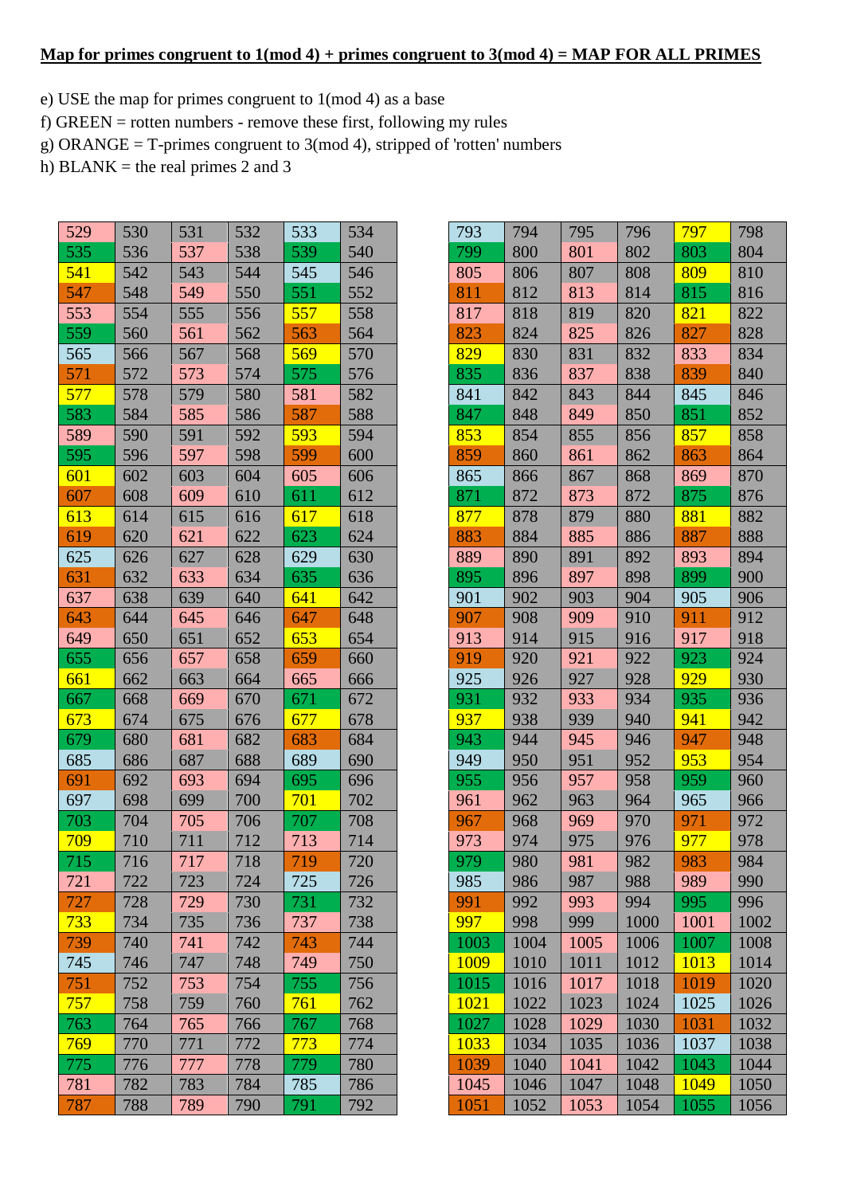## Map for primes congruent to 1(mod 4) + primes congruent to 3(mod 4) = MAP FOR ALL PRIMES

e) USE the map for primes congruent to 1(mod 4) as a base
f) GREEN = rotten numbers - remove these first, following my rules
g) ORANGE = T-primes congruent to 3(mod 4), stripped of 'rotten' numbers
h) BLANK = the real primes 2 and 3

| | | | | | |
|---|---|---|---|---|---|
| 529 | 530 | 531 | 532 | 533 | 534 |
| 535 | 536 | 537 | 538 | 539 | 540 |
| 541 | 542 | 543 | 544 | 545 | 546 |
| 547 | 548 | 549 | 550 | 551 | 552 |
| 553 | 554 | 555 | 556 | 557 | 558 |
| 559 | 560 | 561 | 562 | 563 | 564 |
| 565 | 566 | 567 | 568 | 569 | 570 |
| 571 | 572 | 573 | 574 | 575 | 576 |
| 577 | 578 | 579 | 580 | 581 | 582 |
| 583 | 584 | 585 | 586 | 587 | 588 |
| 589 | 590 | 591 | 592 | 593 | 594 |
| 595 | 596 | 597 | 598 | 599 | 600 |
| 601 | 602 | 603 | 604 | 605 | 606 |
| 607 | 608 | 609 | 610 | 611 | 612 |
| 613 | 614 | 615 | 616 | 617 | 618 |
| 619 | 620 | 621 | 622 | 623 | 624 |
| 625 | 626 | 627 | 628 | 629 | 630 |
| 631 | 632 | 633 | 634 | 635 | 636 |
| 637 | 638 | 639 | 640 | 641 | 642 |
| 643 | 644 | 645 | 646 | 647 | 648 |
| 649 | 650 | 651 | 652 | 653 | 654 |
| 655 | 656 | 657 | 658 | 659 | 660 |
| 661 | 662 | 663 | 664 | 665 | 666 |
| 667 | 668 | 669 | 670 | 671 | 672 |
| 673 | 674 | 675 | 676 | 677 | 678 |
| 679 | 680 | 681 | 682 | 683 | 684 |
| 685 | 686 | 687 | 688 | 689 | 690 |
| 691 | 692 | 693 | 694 | 695 | 696 |
| 697 | 698 | 699 | 700 | 701 | 702 |
| 703 | 704 | 705 | 706 | 707 | 708 |
| 709 | 710 | 711 | 712 | 713 | 714 |
| 715 | 716 | 717 | 718 | 719 | 720 |
| 721 | 722 | 723 | 724 | 725 | 726 |
| 727 | 728 | 729 | 730 | 731 | 732 |
| 733 | 734 | 735 | 736 | 737 | 738 |
| 739 | 740 | 741 | 742 | 743 | 744 |
| 745 | 746 | 747 | 748 | 749 | 750 |
| 751 | 752 | 753 | 754 | 755 | 756 |
| 757 | 758 | 759 | 760 | 761 | 762 |
| 763 | 764 | 765 | 766 | 767 | 768 |
| 769 | 770 | 771 | 772 | 773 | 774 |
| 775 | 776 | 777 | 778 | 779 | 780 |
| 781 | 782 | 783 | 784 | 785 | 786 |
| 787 | 788 | 789 | 790 | 791 | 792 |

| | | | | | |
|---|---|---|---|---|---|
| 793 | 794 | 795 | 796 | 797 | 798 |
| 799 | 800 | 801 | 802 | 803 | 804 |
| 805 | 806 | 807 | 808 | 809 | 810 |
| 811 | 812 | 813 | 814 | 815 | 816 |
| 817 | 818 | 819 | 820 | 821 | 822 |
| 823 | 824 | 825 | 826 | 827 | 828 |
| 829 | 830 | 831 | 832 | 833 | 834 |
| 835 | 836 | 837 | 838 | 839 | 840 |
| 841 | 842 | 843 | 844 | 845 | 846 |
| 847 | 848 | 849 | 850 | 851 | 852 |
| 853 | 854 | 855 | 856 | 857 | 858 |
| 859 | 860 | 861 | 862 | 863 | 864 |
| 865 | 866 | 867 | 868 | 869 | 870 |
| 871 | 872 | 873 | 872 | 875 | 876 |
| 877 | 878 | 879 | 880 | 881 | 882 |
| 883 | 884 | 885 | 886 | 887 | 888 |
| 889 | 890 | 891 | 892 | 893 | 894 |
| 895 | 896 | 897 | 898 | 899 | 900 |
| 901 | 902 | 903 | 904 | 905 | 906 |
| 907 | 908 | 909 | 910 | 911 | 912 |
| 913 | 914 | 915 | 916 | 917 | 918 |
| 919 | 920 | 921 | 922 | 923 | 924 |
| 925 | 926 | 927 | 928 | 929 | 930 |
| 931 | 932 | 933 | 934 | 935 | 936 |
| 937 | 938 | 939 | 940 | 941 | 942 |
| 943 | 944 | 945 | 946 | 947 | 948 |
| 949 | 950 | 951 | 952 | 953 | 954 |
| 955 | 956 | 957 | 958 | 959 | 960 |
| 961 | 962 | 963 | 964 | 965 | 966 |
| 967 | 968 | 969 | 970 | 971 | 972 |
| 973 | 974 | 975 | 976 | 977 | 978 |
| 979 | 980 | 981 | 982 | 983 | 984 |
| 985 | 986 | 987 | 988 | 989 | 990 |
| 991 | 992 | 993 | 994 | 995 | 996 |
| 997 | 998 | 999 | 1000 | 1001 | 1002 |
| 1003 | 1004 | 1005 | 1006 | 1007 | 1008 |
| 1009 | 1010 | 1011 | 1012 | 1013 | 1014 |
| 1015 | 1016 | 1017 | 1018 | 1019 | 1020 |
| 1021 | 1022 | 1023 | 1024 | 1025 | 1026 |
| 1027 | 1028 | 1029 | 1030 | 1031 | 1032 |
| 1033 | 1034 | 1035 | 1036 | 1037 | 1038 |
| 1039 | 1040 | 1041 | 1042 | 1043 | 1044 |
| 1045 | 1046 | 1047 | 1048 | 1049 | 1050 |
| 1051 | 1052 | 1053 | 1054 | 1055 | 1056 |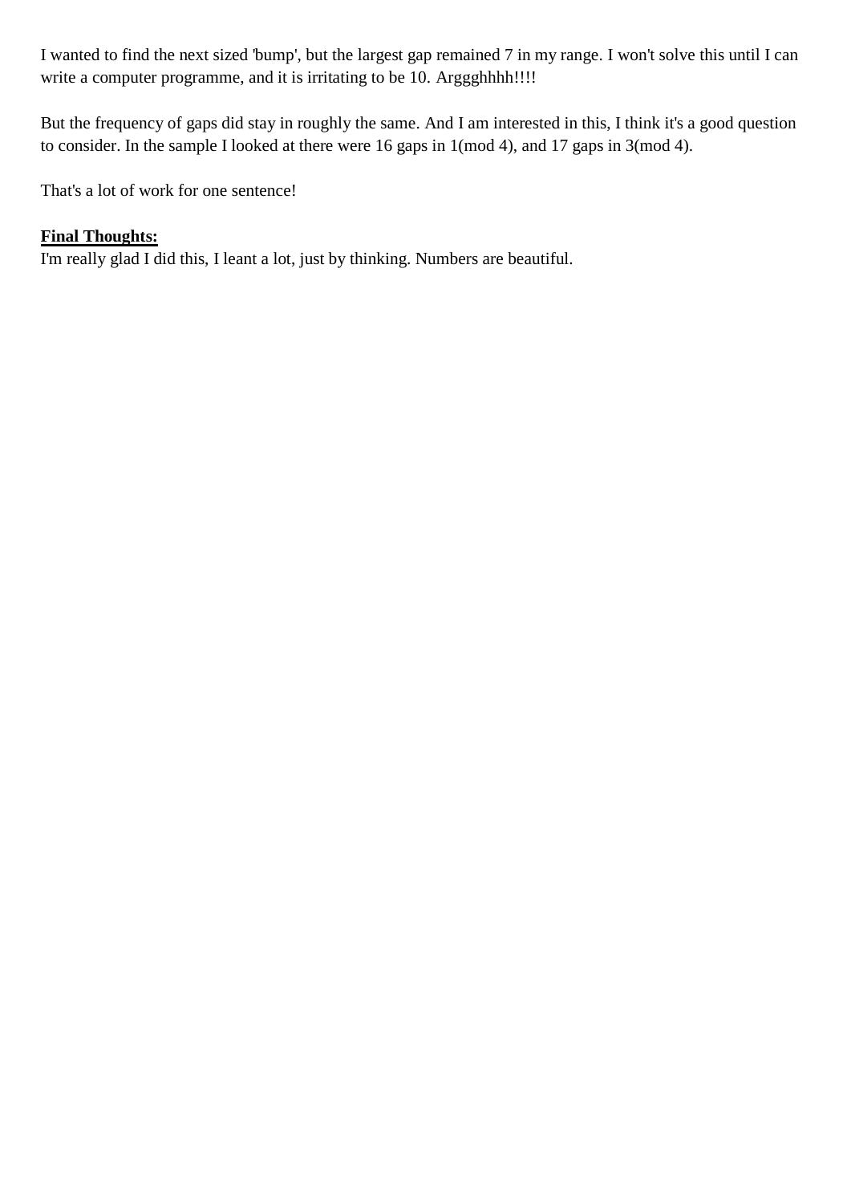I wanted to find the next sized 'bump', but the largest gap remained 7 in my range. I won't solve this until I can write a computer programme, and it is irritating to be 10. Argggghhhh!!!!

But the frequency of gaps did stay in roughly the same. And I am interested in this, I think it's a good question to consider. In the sample I looked at there were 16 gaps in 1(mod 4), and 17 gaps in 3(mod 4).

That's a lot of work for one sentence!

**Final Thoughts:**

I'm really glad I did this, I leant a lot, just by thinking. Numbers are beautiful.